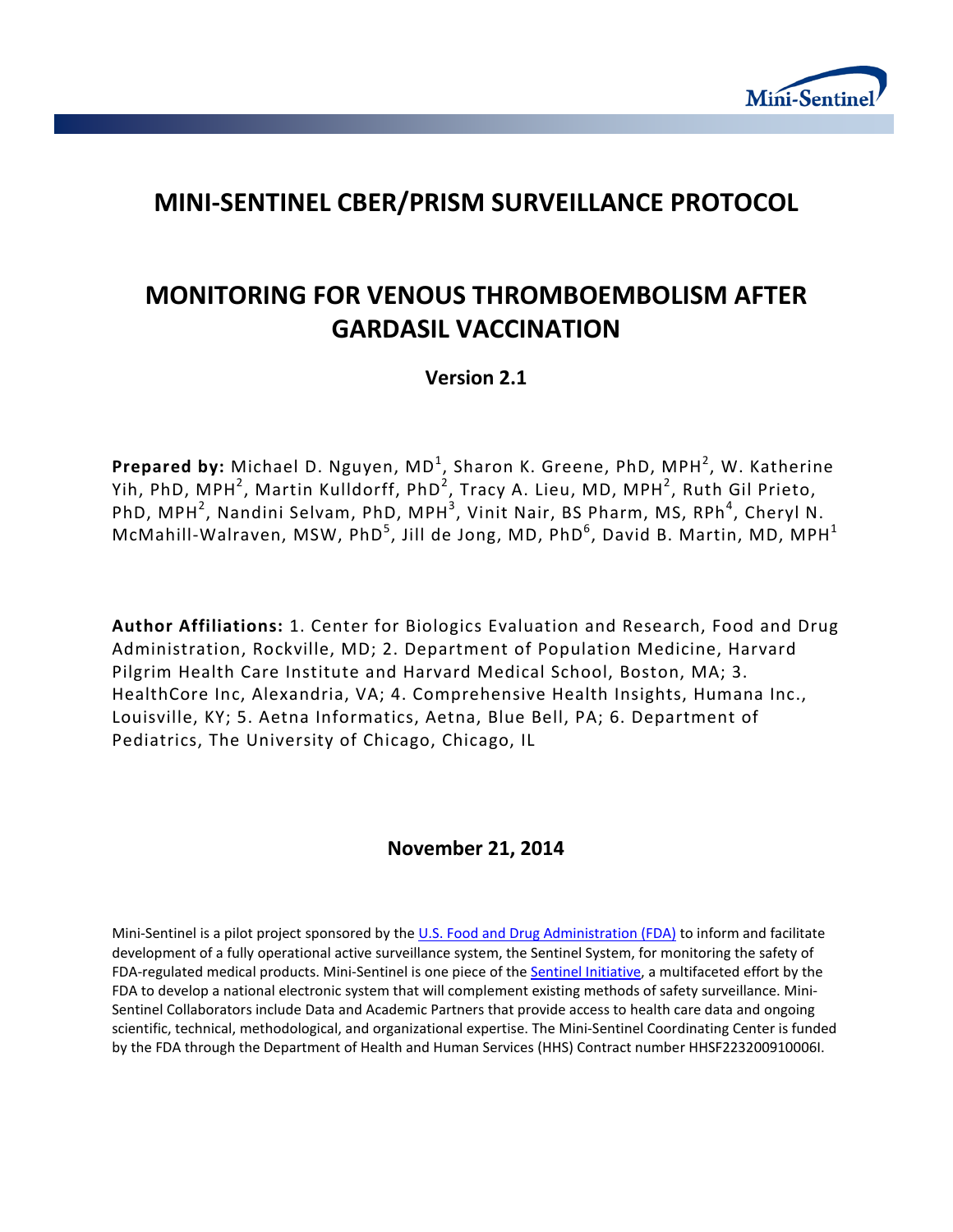# MINI-SENTINEL CBER/PRISM SURVEILLANCE PROTOCOL

# MONITORING FOR VENOUS THROMBOEMBOLISM AFTER GARDASIL VACCINATION

**Version 2.1**

**Prepared by:** Michael D. Nguyen, MD[1], Sharon K. Greene, PhD, MPH[2], W. Katherine Yih, PhD, MPH[2], Martin Kulldorff, PhD[2], Tracy A. Lieu, MD, MPH[2], Ruth Gil Prieto, PhD, MPH[2], Nandini Selvam, PhD, MPH[3], Vinit Nair, BS Pharm, MS, RPh[4], Cheryl N. McMahill-Walraven, MSW, PhD[5], Jill de Jong, MD, PhD[6], David B. Martin, MD, MPH[1]

**Author Affiliations:** 1. Center for Biologics Evaluation and Research, Food and Drug Administration, Rockville, MD; 2. Department of Population Medicine, Harvard Pilgrim Health Care Institute and Harvard Medical School, Boston, MA; 3. HealthCore Inc, Alexandria, VA; 4. Comprehensive Health Insights, Humana Inc., Louisville, KY; 5. Aetna Informatics, Aetna, Blue Bell, PA; 6. Department of Pediatrics, The University of Chicago, Chicago, IL

**November 21, 2014**

Mini-Sentinel is a pilot project sponsored by the U.S. Food and Drug Administration (FDA) to inform and facilitate development of a fully operational active surveillance system, the Sentinel System, for monitoring the safety of FDA-regulated medical products. Mini-Sentinel is one piece of the Sentinel Initiative, a multifaceted effort by the FDA to develop a national electronic system that will complement existing methods of safety surveillance. Mini-Sentinel Collaborators include Data and Academic Partners that provide access to health care data and ongoing scientific, technical, methodological, and organizational expertise. The Mini-Sentinel Coordinating Center is funded by the FDA through the Department of Health and Human Services (HHS) Contract number HHSF223200910006I.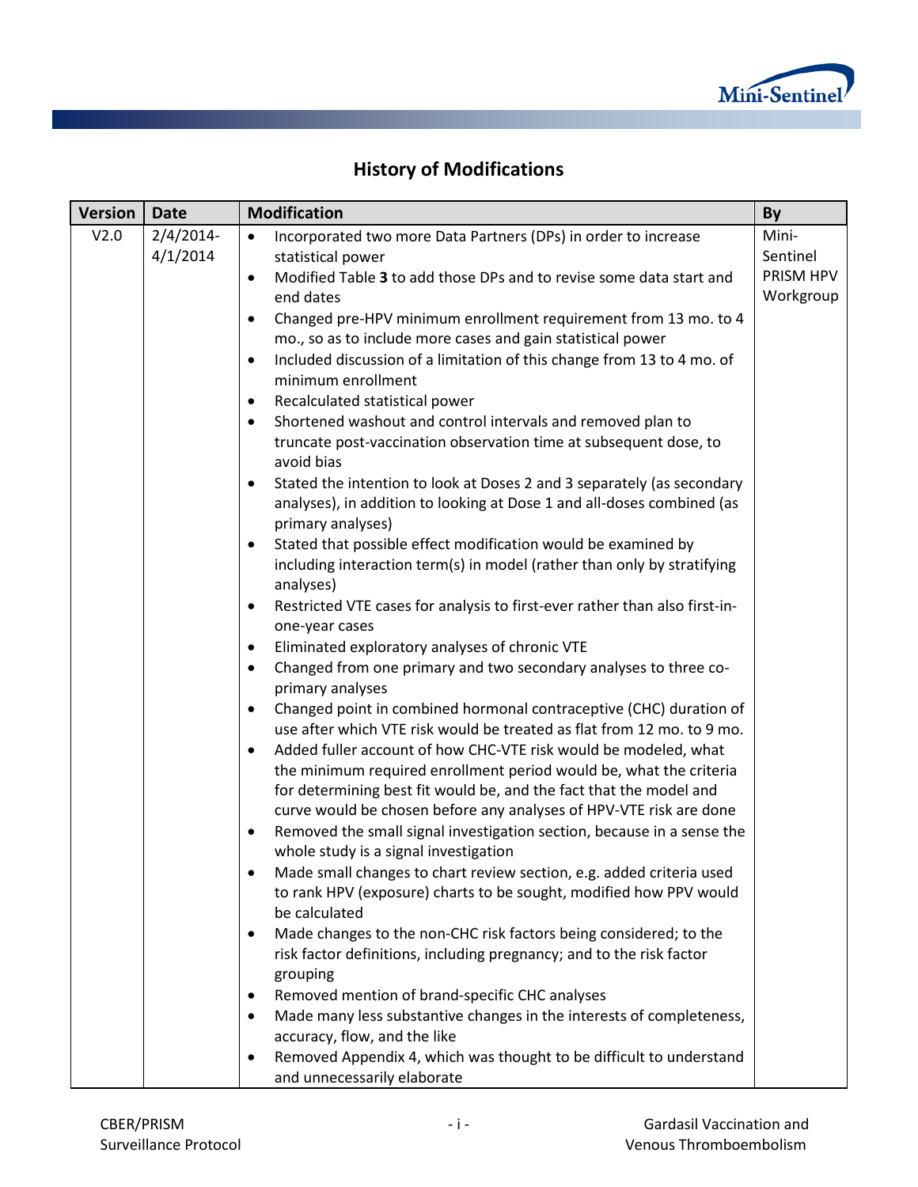## History of Modifications

| Version | Date | Modification | By |
|---|---|---|---|
| V2.0 | 2/4/2014-4/1/2014 | • Incorporated two more Data Partners (DPs) in order to increase statistical power<br>• Modified Table **3** to add those DPs and to revise some data start and end dates<br>• Changed pre-HPV minimum enrollment requirement from 13 mo. to 4 mo., so as to include more cases and gain statistical power<br>• Included discussion of a limitation of this change from 13 to 4 mo. of minimum enrollment<br>• Recalculated statistical power<br>• Shortened washout and control intervals and removed plan to truncate post-vaccination observation time at subsequent dose, to avoid bias<br>• Stated the intention to look at Doses 2 and 3 separately (as secondary analyses), in addition to looking at Dose 1 and all-doses combined (as primary analyses)<br>• Stated that possible effect modification would be examined by including interaction term(s) in model (rather than only by stratifying analyses)<br>• Restricted VTE cases for analysis to first-ever rather than also first-in-one-year cases<br>• Eliminated exploratory analyses of chronic VTE<br>• Changed from one primary and two secondary analyses to three co-primary analyses<br>• Changed point in combined hormonal contraceptive (CHC) duration of use after which VTE risk would be treated as flat from 12 mo. to 9 mo.<br>• Added fuller account of how CHC-VTE risk would be modeled, what the minimum required enrollment period would be, what the criteria for determining best fit would be, and the fact that the model and curve would be chosen before any analyses of HPV-VTE risk are done<br>• Removed the small signal investigation section, because in a sense the whole study is a signal investigation<br>• Made small changes to chart review section, e.g. added criteria used to rank HPV (exposure) charts to be sought, modified how PPV would be calculated<br>• Made changes to the non-CHC risk factors being considered; to the risk factor definitions, including pregnancy; and to the risk factor grouping<br>• Removed mention of brand-specific CHC analyses<br>• Made many less substantive changes in the interests of completeness, accuracy, flow, and the like<br>• Removed Appendix 4, which was thought to be difficult to understand and unnecessarily elaborate | Mini-Sentinel PRISM HPV Workgroup |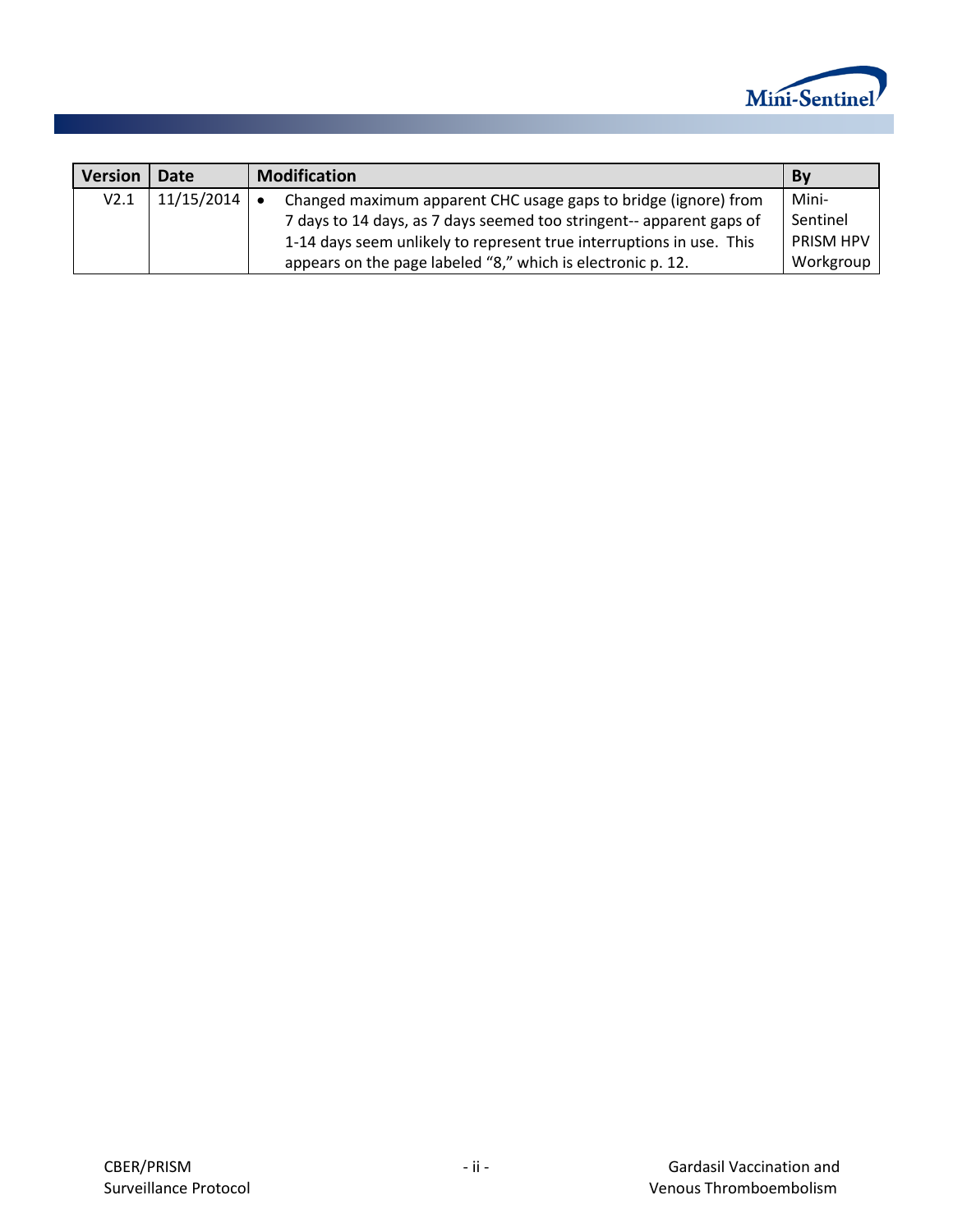| Version | Date | Modification | By |
| --- | --- | --- | --- |
| V2.1 | 11/15/2014 | • Changed maximum apparent CHC usage gaps to bridge (ignore) from 7 days to 14 days, as 7 days seemed too stringent-- apparent gaps of 1-14 days seem unlikely to represent true interruptions in use. This appears on the page labeled "8," which is electronic p. 12. | Mini-Sentinel PRISM HPV Workgroup |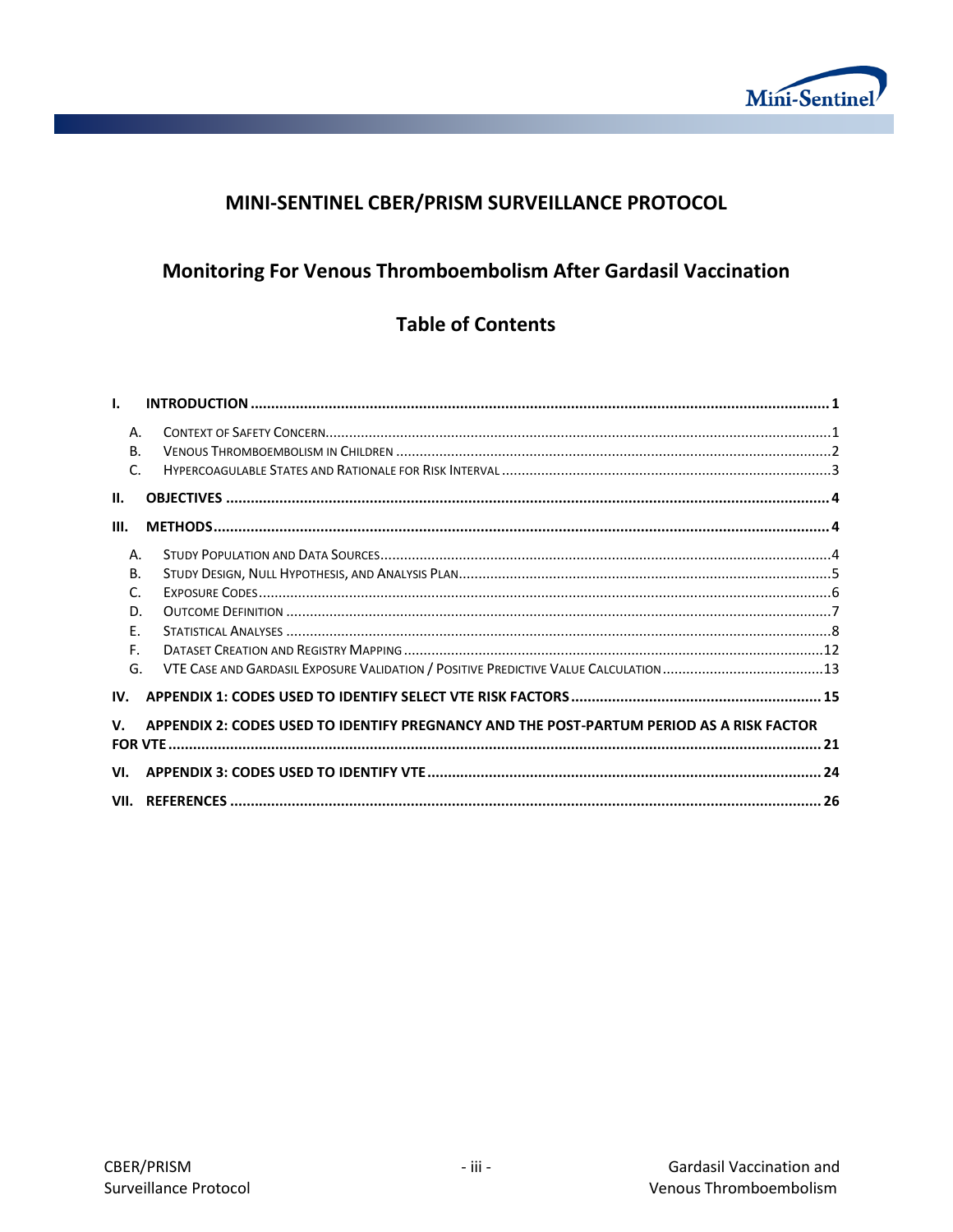# MINI-SENTINEL CBER/PRISM SURVEILLANCE PROTOCOL

## Monitoring For Venous Thromboembolism After Gardasil Vaccination

### Table of Contents

**I. INTRODUCTION ........................................................................................................... 1**

- A. Context of Safety Concern ........................................................................................... 1
- B. Venous Thromboembolism in Children ........................................................................ 2
- C. Hypercoagulable States and Rationale for Risk Interval ............................................... 3

**II. OBJECTIVES .............................................................................................................. 4**

**III. METHODS ................................................................................................................. 4**

- A. Study Population and Data Sources ............................................................................. 4
- B. Study Design, Null Hypothesis, and Analysis Plan ........................................................ 5
- C. Exposure Codes ............................................................................................................ 6
- D. Outcome Definition ...................................................................................................... 7
- E. Statistical Analyses ....................................................................................................... 8
- F. Dataset Creation and Registry Mapping ....................................................................... 12
- G. VTE Case and Gardasil Exposure Validation / Positive Predictive Value Calculation ..... 13

**IV. APPENDIX 1: CODES USED TO IDENTIFY SELECT VTE RISK FACTORS ................................ 15**

**V. APPENDIX 2: CODES USED TO IDENTIFY PREGNANCY AND THE POST-PARTUM PERIOD AS A RISK FACTOR FOR VTE ........................................................................................................... 21**

**VI. APPENDIX 3: CODES USED TO IDENTIFY VTE ................................................................. 24**

**VII. REFERENCES ............................................................................................................ 26**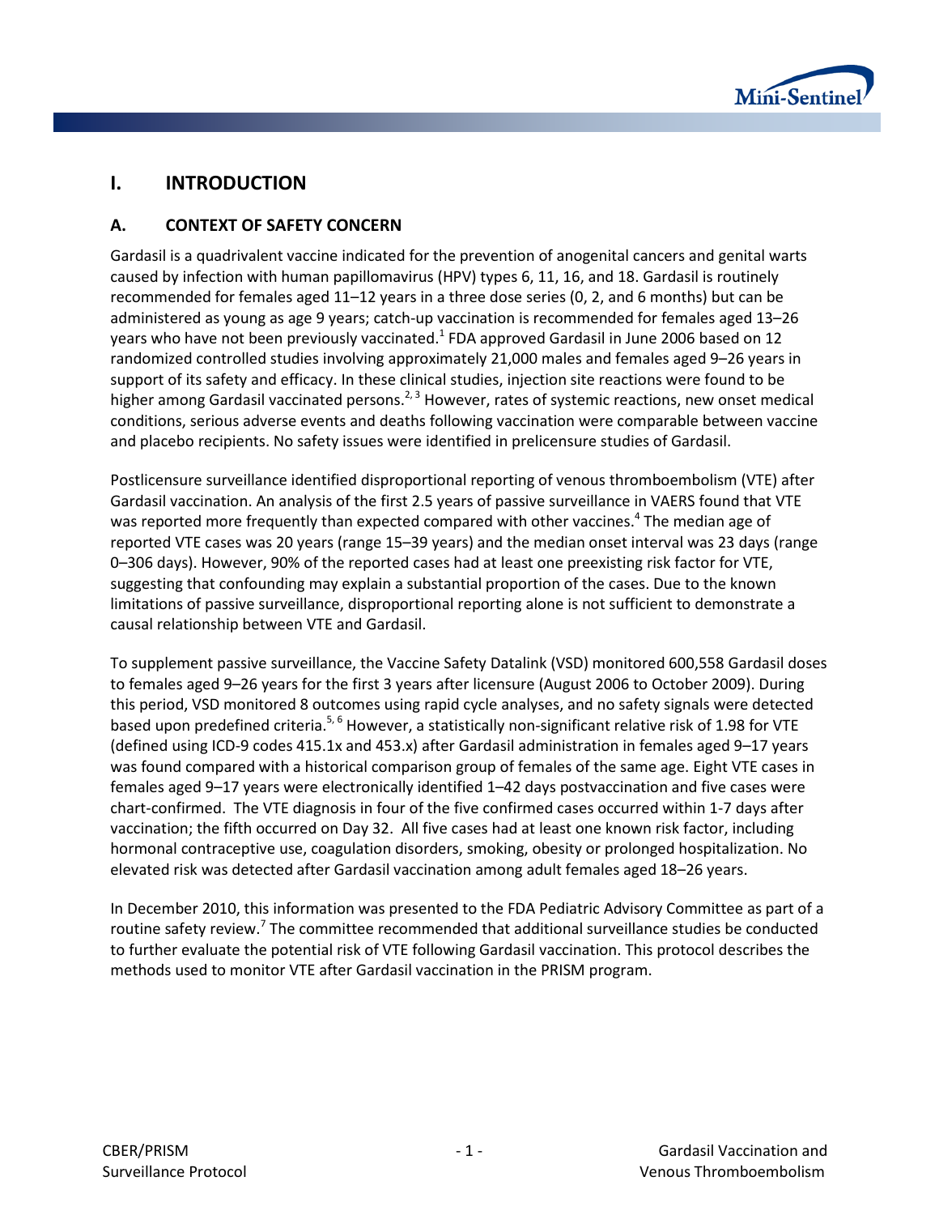# I. INTRODUCTION

## A. CONTEXT OF SAFETY CONCERN

Gardasil is a quadrivalent vaccine indicated for the prevention of anogenital cancers and genital warts caused by infection with human papillomavirus (HPV) types 6, 11, 16, and 18. Gardasil is routinely recommended for females aged 11–12 years in a three dose series (0, 2, and 6 months) but can be administered as young as age 9 years; catch-up vaccination is recommended for females aged 13–26 years who have not been previously vaccinated.[1] FDA approved Gardasil in June 2006 based on 12 randomized controlled studies involving approximately 21,000 males and females aged 9–26 years in support of its safety and efficacy. In these clinical studies, injection site reactions were found to be higher among Gardasil vaccinated persons.[2, 3] However, rates of systemic reactions, new onset medical conditions, serious adverse events and deaths following vaccination were comparable between vaccine and placebo recipients. No safety issues were identified in prelicensure studies of Gardasil.

Postlicensure surveillance identified disproportional reporting of venous thromboembolism (VTE) after Gardasil vaccination. An analysis of the first 2.5 years of passive surveillance in VAERS found that VTE was reported more frequently than expected compared with other vaccines.[4] The median age of reported VTE cases was 20 years (range 15–39 years) and the median onset interval was 23 days (range 0–306 days). However, 90% of the reported cases had at least one preexisting risk factor for VTE, suggesting that confounding may explain a substantial proportion of the cases. Due to the known limitations of passive surveillance, disproportional reporting alone is not sufficient to demonstrate a causal relationship between VTE and Gardasil.

To supplement passive surveillance, the Vaccine Safety Datalink (VSD) monitored 600,558 Gardasil doses to females aged 9–26 years for the first 3 years after licensure (August 2006 to October 2009). During this period, VSD monitored 8 outcomes using rapid cycle analyses, and no safety signals were detected based upon predefined criteria.[5, 6] However, a statistically non-significant relative risk of 1.98 for VTE (defined using ICD-9 codes 415.1x and 453.x) after Gardasil administration in females aged 9–17 years was found compared with a historical comparison group of females of the same age. Eight VTE cases in females aged 9–17 years were electronically identified 1–42 days postvaccination and five cases were chart-confirmed. The VTE diagnosis in four of the five confirmed cases occurred within 1-7 days after vaccination; the fifth occurred on Day 32. All five cases had at least one known risk factor, including hormonal contraceptive use, coagulation disorders, smoking, obesity or prolonged hospitalization. No elevated risk was detected after Gardasil vaccination among adult females aged 18–26 years.

In December 2010, this information was presented to the FDA Pediatric Advisory Committee as part of a routine safety review.[7] The committee recommended that additional surveillance studies be conducted to further evaluate the potential risk of VTE following Gardasil vaccination. This protocol describes the methods used to monitor VTE after Gardasil vaccination in the PRISM program.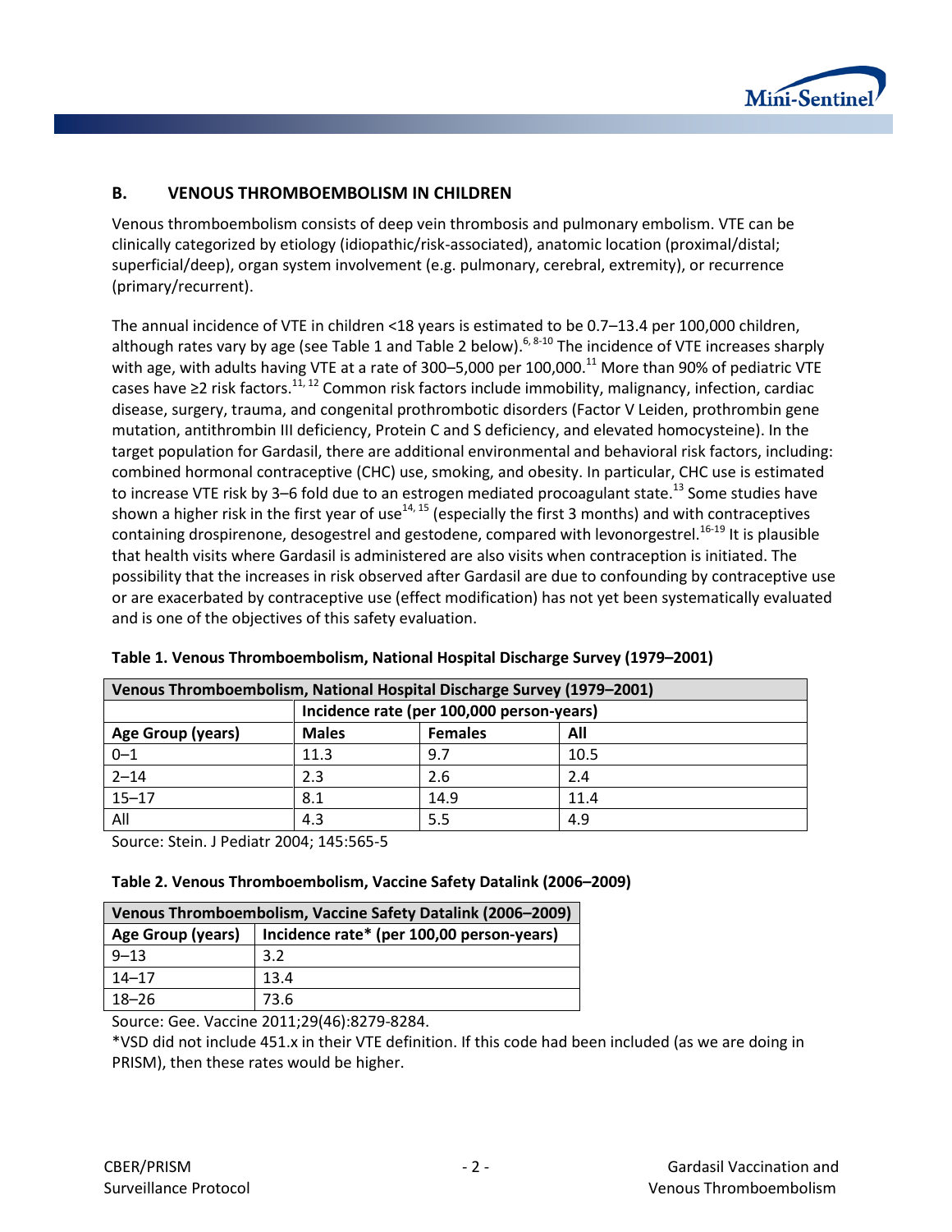## B. VENOUS THROMBOEMBOLISM IN CHILDREN

Venous thromboembolism consists of deep vein thrombosis and pulmonary embolism. VTE can be clinically categorized by etiology (idiopathic/risk-associated), anatomic location (proximal/distal; superficial/deep), organ system involvement (e.g. pulmonary, cerebral, extremity), or recurrence (primary/recurrent).

The annual incidence of VTE in children <18 years is estimated to be 0.7–13.4 per 100,000 children, although rates vary by age (see Table 1 and Table 2 below).[6, 8-10] The incidence of VTE increases sharply with age, with adults having VTE at a rate of 300–5,000 per 100,000.[11] More than 90% of pediatric VTE cases have ≥2 risk factors.[11, 12] Common risk factors include immobility, malignancy, infection, cardiac disease, surgery, trauma, and congenital prothrombotic disorders (Factor V Leiden, prothrombin gene mutation, antithrombin III deficiency, Protein C and S deficiency, and elevated homocysteine). In the target population for Gardasil, there are additional environmental and behavioral risk factors, including: combined hormonal contraceptive (CHC) use, smoking, and obesity. In particular, CHC use is estimated to increase VTE risk by 3–6 fold due to an estrogen mediated procoagulant state.[13] Some studies have shown a higher risk in the first year of use[14, 15] (especially the first 3 months) and with contraceptives containing drospirenone, desogestrel and gestodene, compared with levonorgestrel.[16-19] It is plausible that health visits where Gardasil is administered are also visits when contraception is initiated. The possibility that the increases in risk observed after Gardasil are due to confounding by contraceptive use or are exacerbated by contraceptive use (effect modification) has not yet been systematically evaluated and is one of the objectives of this safety evaluation.

**Table 1. Venous Thromboembolism, National Hospital Discharge Survey (1979–2001)**

| Venous Thromboembolism, National Hospital Discharge Survey (1979–2001) | | | |
|---|---|---|---|
| | Incidence rate (per 100,000 person-years) | | |
| **Age Group (years)** | **Males** | **Females** | **All** |
| 0–1 | 11.3 | 9.7 | 10.5 |
| 2–14 | 2.3 | 2.6 | 2.4 |
| 15–17 | 8.1 | 14.9 | 11.4 |
| All | 4.3 | 5.5 | 4.9 |

Source: Stein. J Pediatr 2004; 145:565-5

**Table 2. Venous Thromboembolism, Vaccine Safety Datalink (2006–2009)**

| Venous Thromboembolism, Vaccine Safety Datalink (2006–2009) | |
|---|---|
| **Age Group (years)** | **Incidence rate* (per 100,00 person-years)** |
| 9–13 | 3.2 |
| 14–17 | 13.4 |
| 18–26 | 73.6 |

Source: Gee. Vaccine 2011;29(46):8279-8284.

*VSD did not include 451.x in their VTE definition. If this code had been included (as we are doing in PRISM), then these rates would be higher.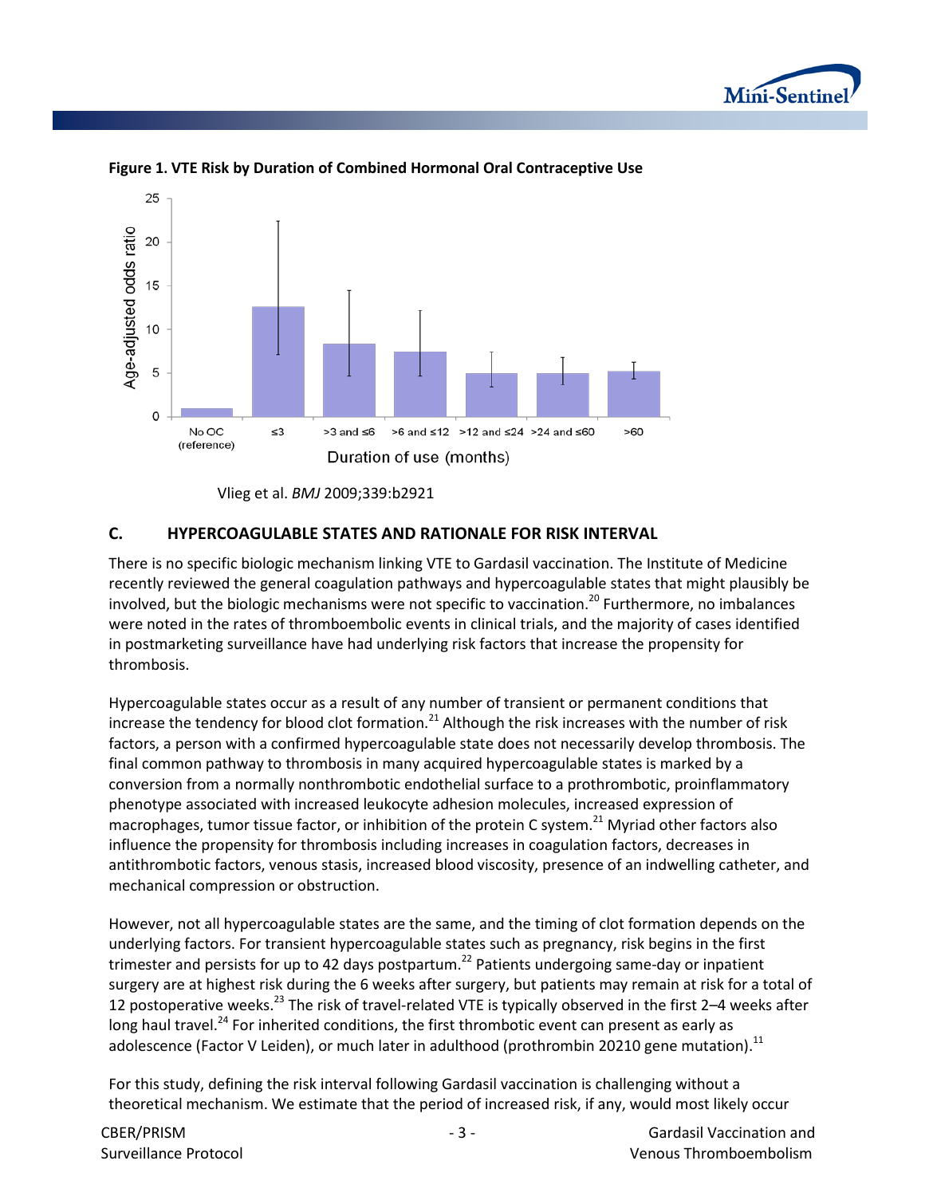**Figure 1. VTE Risk by Duration of Combined Hormonal Oral Contraceptive Use**

Age-adjusted odds ratio

25
20
15
10
5
0

No OC (reference)
≤3
>3 and ≤6
>6 and ≤12
>12 and ≤24
>24 and ≤60
>60

Duration of use (months)

Vlieg et al. *BMJ* 2009;339:b2921

### C. HYPERCOAGULABLE STATES AND RATIONALE FOR RISK INTERVAL

There is no specific biologic mechanism linking VTE to Gardasil vaccination. The Institute of Medicine recently reviewed the general coagulation pathways and hypercoagulable states that might plausibly be involved, but the biologic mechanisms were not specific to vaccination.[20] Furthermore, no imbalances were noted in the rates of thromboembolic events in clinical trials, and the majority of cases identified in postmarketing surveillance have had underlying risk factors that increase the propensity for thrombosis.

Hypercoagulable states occur as a result of any number of transient or permanent conditions that increase the tendency for blood clot formation.[21] Although the risk increases with the number of risk factors, a person with a confirmed hypercoagulable state does not necessarily develop thrombosis. The final common pathway to thrombosis in many acquired hypercoagulable states is marked by a conversion from a normally nonthrombotic endothelial surface to a prothrombotic, proinflammatory phenotype associated with increased leukocyte adhesion molecules, increased expression of macrophages, tumor tissue factor, or inhibition of the protein C system.[21] Myriad other factors also influence the propensity for thrombosis including increases in coagulation factors, decreases in antithrombotic factors, venous stasis, increased blood viscosity, presence of an indwelling catheter, and mechanical compression or obstruction.

However, not all hypercoagulable states are the same, and the timing of clot formation depends on the underlying factors. For transient hypercoagulable states such as pregnancy, risk begins in the first trimester and persists for up to 42 days postpartum.[22] Patients undergoing same-day or inpatient surgery are at highest risk during the 6 weeks after surgery, but patients may remain at risk for a total of 12 postoperative weeks.[23] The risk of travel-related VTE is typically observed in the first 2–4 weeks after long haul travel.[24] For inherited conditions, the first thrombotic event can present as early as adolescence (Factor V Leiden), or much later in adulthood (prothrombin 20210 gene mutation).[11]

For this study, defining the risk interval following Gardasil vaccination is challenging without a theoretical mechanism. We estimate that the period of increased risk, if any, would most likely occur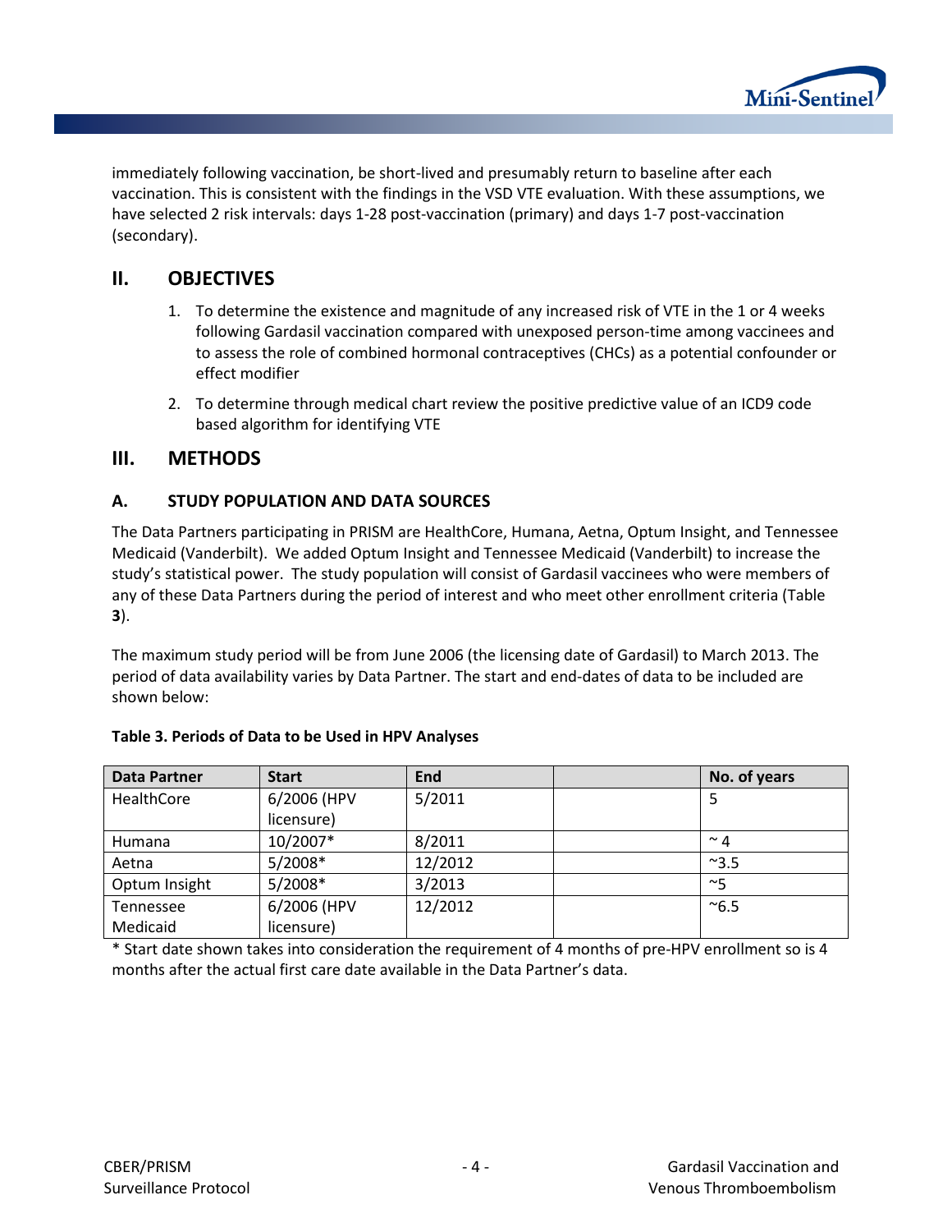immediately following vaccination, be short-lived and presumably return to baseline after each vaccination. This is consistent with the findings in the VSD VTE evaluation. With these assumptions, we have selected 2 risk intervals: days 1-28 post-vaccination (primary) and days 1-7 post-vaccination (secondary).

## II. OBJECTIVES

1. To determine the existence and magnitude of any increased risk of VTE in the 1 or 4 weeks following Gardasil vaccination compared with unexposed person-time among vaccinees and to assess the role of combined hormonal contraceptives (CHCs) as a potential confounder or effect modifier
2. To determine through medical chart review the positive predictive value of an ICD9 code based algorithm for identifying VTE

## III. METHODS

### A. STUDY POPULATION AND DATA SOURCES

The Data Partners participating in PRISM are HealthCore, Humana, Aetna, Optum Insight, and Tennessee Medicaid (Vanderbilt). We added Optum Insight and Tennessee Medicaid (Vanderbilt) to increase the study's statistical power. The study population will consist of Gardasil vaccinees who were members of any of these Data Partners during the period of interest and who meet other enrollment criteria (Table **3**).

The maximum study period will be from June 2006 (the licensing date of Gardasil) to March 2013. The period of data availability varies by Data Partner. The start and end-dates of data to be included are shown below:

**Table 3. Periods of Data to be Used in HPV Analyses**

| Data Partner | Start | End | | No. of years |
|---|---|---|---|---|
| HealthCore | 6/2006 (HPV licensure) | 5/2011 | | 5 |
| Humana | 10/2007* | 8/2011 | | ~ 4 |
| Aetna | 5/2008* | 12/2012 | | ~3.5 |
| Optum Insight | 5/2008* | 3/2013 | | ~5 |
| Tennessee Medicaid | 6/2006 (HPV licensure) | 12/2012 | | ~6.5 |

* Start date shown takes into consideration the requirement of 4 months of pre-HPV enrollment so is 4 months after the actual first care date available in the Data Partner's data.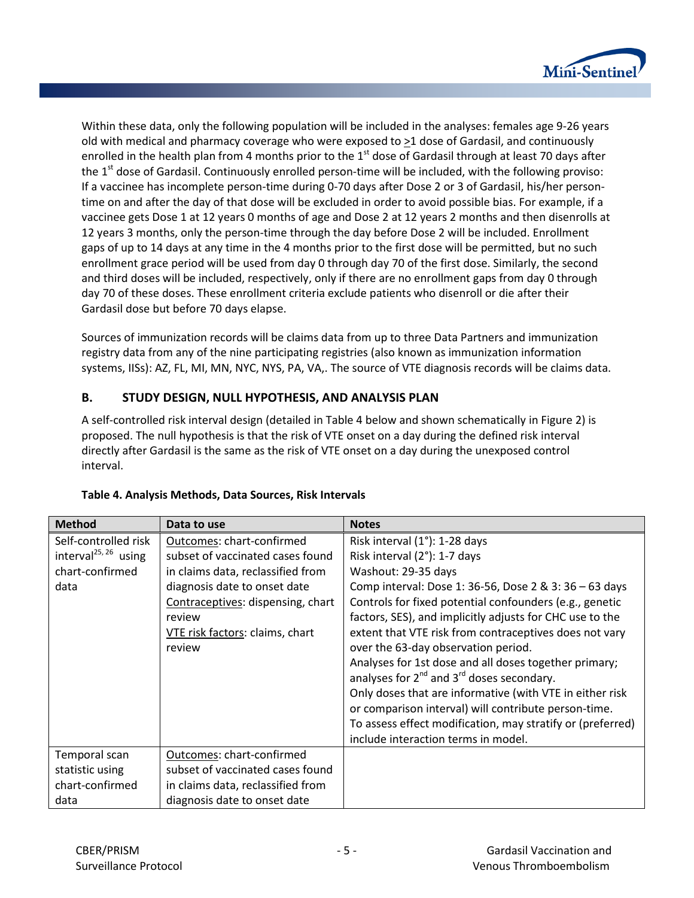Within these data, only the following population will be included in the analyses: females age 9-26 years old with medical and pharmacy coverage who were exposed to ≥1 dose of Gardasil, and continuously enrolled in the health plan from 4 months prior to the 1st dose of Gardasil through at least 70 days after the 1st dose of Gardasil. Continuously enrolled person-time will be included, with the following proviso: If a vaccinee has incomplete person-time during 0-70 days after Dose 2 or 3 of Gardasil, his/her person-time on and after the day of that dose will be excluded in order to avoid possible bias. For example, if a vaccinee gets Dose 1 at 12 years 0 months of age and Dose 2 at 12 years 2 months and then disenrolls at 12 years 3 months, only the person-time through the day before Dose 2 will be included. Enrollment gaps of up to 14 days at any time in the 4 months prior to the first dose will be permitted, but no such enrollment grace period will be used from day 0 through day 70 of the first dose. Similarly, the second and third doses will be included, respectively, only if there are no enrollment gaps from day 0 through day 70 of these doses. These enrollment criteria exclude patients who disenroll or die after their Gardasil dose but before 70 days elapse.

Sources of immunization records will be claims data from up to three Data Partners and immunization registry data from any of the nine participating registries (also known as immunization information systems, IISs): AZ, FL, MI, MN, NYC, NYS, PA, VA,. The source of VTE diagnosis records will be claims data.

## B. STUDY DESIGN, NULL HYPOTHESIS, AND ANALYSIS PLAN

A self-controlled risk interval design (detailed in Table 4 below and shown schematically in Figure 2) is proposed. The null hypothesis is that the risk of VTE onset on a day during the defined risk interval directly after Gardasil is the same as the risk of VTE onset on a day during the unexposed control interval.

**Table 4. Analysis Methods, Data Sources, Risk Intervals**

| Method | Data to use | Notes |
|---|---|---|
| Self-controlled risk interval[25, 26] using chart-confirmed data | Outcomes: chart-confirmed subset of vaccinated cases found in claims data, reclassified from diagnosis date to onset date<br>Contraceptives: dispensing, chart review<br>VTE risk factors: claims, chart review | Risk interval (1°): 1-28 days<br>Risk interval (2°): 1-7 days<br>Washout: 29-35 days<br>Comp interval: Dose 1: 36-56, Dose 2 & 3: 36 – 63 days<br>Controls for fixed potential confounders (e.g., genetic factors, SES), and implicitly adjusts for CHC use to the extent that VTE risk from contraceptives does not vary over the 63-day observation period.<br>Analyses for 1st dose and all doses together primary; analyses for 2nd and 3rd doses secondary.<br>Only doses that are informative (with VTE in either risk or comparison interval) will contribute person-time.<br>To assess effect modification, may stratify or (preferred) include interaction terms in model. |
| Temporal scan statistic using chart-confirmed data | Outcomes: chart-confirmed subset of vaccinated cases found in claims data, reclassified from diagnosis date to onset date | |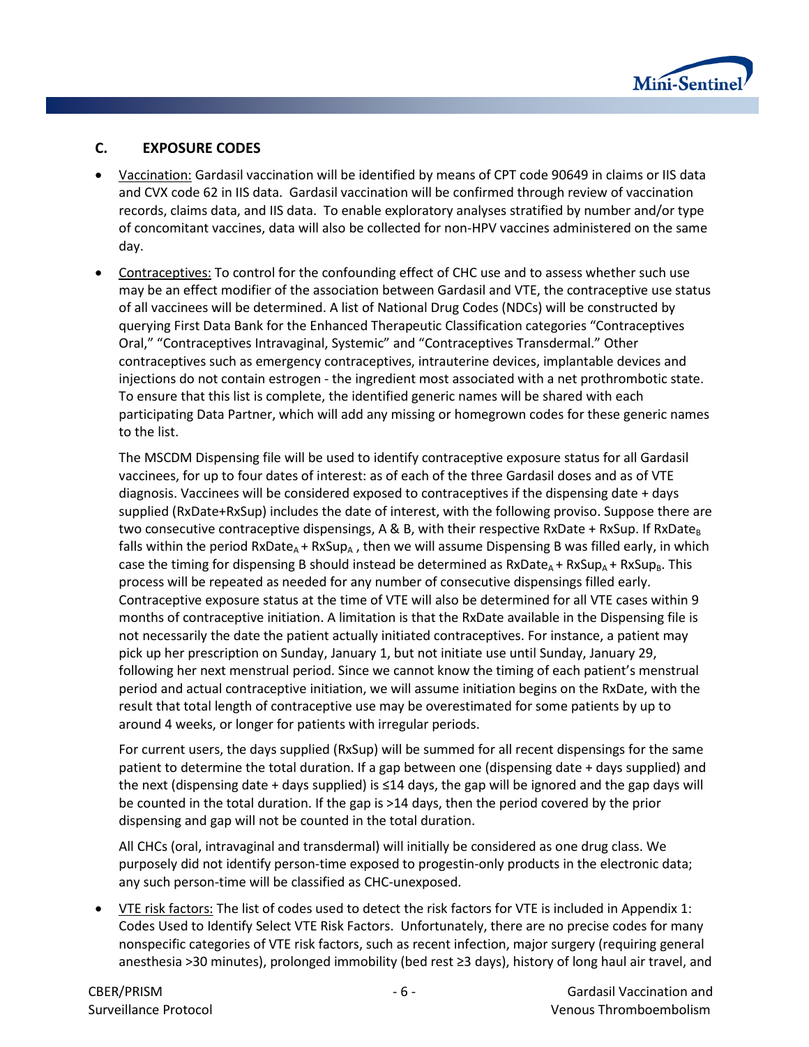### C. EXPOSURE CODES

- Vaccination: Gardasil vaccination will be identified by means of CPT code 90649 in claims or IIS data and CVX code 62 in IIS data. Gardasil vaccination will be confirmed through review of vaccination records, claims data, and IIS data. To enable exploratory analyses stratified by number and/or type of concomitant vaccines, data will also be collected for non-HPV vaccines administered on the same day.

- Contraceptives: To control for the confounding effect of CHC use and to assess whether such use may be an effect modifier of the association between Gardasil and VTE, the contraceptive use status of all vaccinees will be determined. A list of National Drug Codes (NDCs) will be constructed by querying First Data Bank for the Enhanced Therapeutic Classification categories "Contraceptives Oral," "Contraceptives Intravaginal, Systemic" and "Contraceptives Transdermal." Other contraceptives such as emergency contraceptives, intrauterine devices, implantable devices and injections do not contain estrogen - the ingredient most associated with a net prothrombotic state. To ensure that this list is complete, the identified generic names will be shared with each participating Data Partner, which will add any missing or homegrown codes for these generic names to the list.

  The MSCDM Dispensing file will be used to identify contraceptive exposure status for all Gardasil vaccinees, for up to four dates of interest: as of each of the three Gardasil doses and as of VTE diagnosis. Vaccinees will be considered exposed to contraceptives if the dispensing date + days supplied (RxDate+RxSup) includes the date of interest, with the following proviso. Suppose there are two consecutive contraceptive dispensings, A & B, with their respective RxDate + RxSup. If $RxDate_B$ falls within the period $RxDate_A + RxSup_A$ , then we will assume Dispensing B was filled early, in which case the timing for dispensing B should instead be determined as $RxDate_A + RxSup_A + RxSup_B$. This process will be repeated as needed for any number of consecutive dispensings filled early. Contraceptive exposure status at the time of VTE will also be determined for all VTE cases within 9 months of contraceptive initiation. A limitation is that the RxDate available in the Dispensing file is not necessarily the date the patient actually initiated contraceptives. For instance, a patient may pick up her prescription on Sunday, January 1, but not initiate use until Sunday, January 29, following her next menstrual period. Since we cannot know the timing of each patient's menstrual period and actual contraceptive initiation, we will assume initiation begins on the RxDate, with the result that total length of contraceptive use may be overestimated for some patients by up to around 4 weeks, or longer for patients with irregular periods.

  For current users, the days supplied (RxSup) will be summed for all recent dispensings for the same patient to determine the total duration. If a gap between one (dispensing date + days supplied) and the next (dispensing date + days supplied) is ≤14 days, the gap will be ignored and the gap days will be counted in the total duration. If the gap is >14 days, then the period covered by the prior dispensing and gap will not be counted in the total duration.

  All CHCs (oral, intravaginal and transdermal) will initially be considered as one drug class. We purposely did not identify person-time exposed to progestin-only products in the electronic data; any such person-time will be classified as CHC-unexposed.

- VTE risk factors: The list of codes used to detect the risk factors for VTE is included in Appendix 1: Codes Used to Identify Select VTE Risk Factors. Unfortunately, there are no precise codes for many nonspecific categories of VTE risk factors, such as recent infection, major surgery (requiring general anesthesia >30 minutes), prolonged immobility (bed rest ≥3 days), history of long haul air travel, and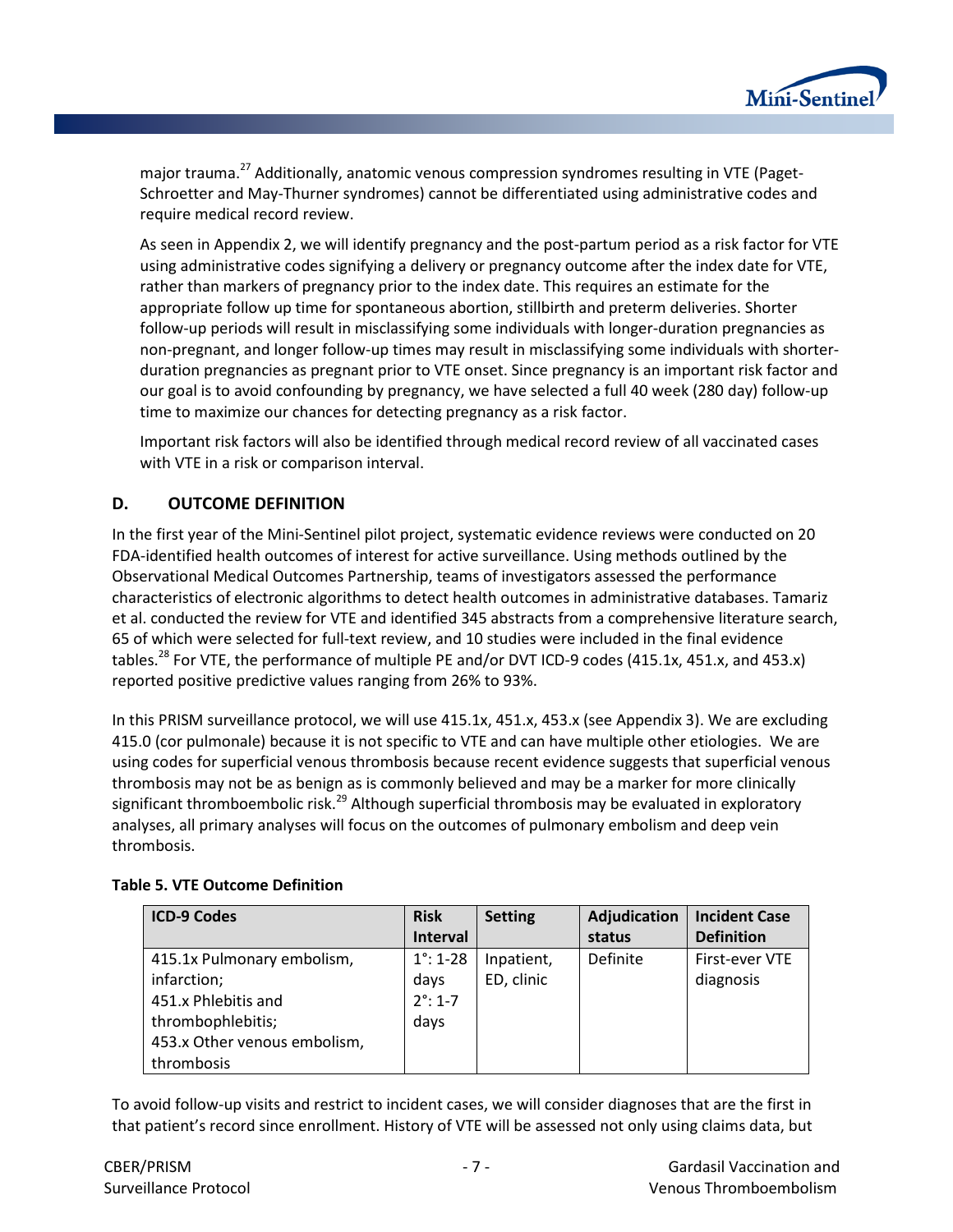major trauma.[27] Additionally, anatomic venous compression syndromes resulting in VTE (Paget-Schroetter and May-Thurner syndromes) cannot be differentiated using administrative codes and require medical record review.

As seen in Appendix 2, we will identify pregnancy and the post-partum period as a risk factor for VTE using administrative codes signifying a delivery or pregnancy outcome after the index date for VTE, rather than markers of pregnancy prior to the index date. This requires an estimate for the appropriate follow up time for spontaneous abortion, stillbirth and preterm deliveries. Shorter follow-up periods will result in misclassifying some individuals with longer-duration pregnancies as non-pregnant, and longer follow-up times may result in misclassifying some individuals with shorter-duration pregnancies as pregnant prior to VTE onset. Since pregnancy is an important risk factor and our goal is to avoid confounding by pregnancy, we have selected a full 40 week (280 day) follow-up time to maximize our chances for detecting pregnancy as a risk factor.

Important risk factors will also be identified through medical record review of all vaccinated cases with VTE in a risk or comparison interval.

## D. OUTCOME DEFINITION

In the first year of the Mini-Sentinel pilot project, systematic evidence reviews were conducted on 20 FDA-identified health outcomes of interest for active surveillance. Using methods outlined by the Observational Medical Outcomes Partnership, teams of investigators assessed the performance characteristics of electronic algorithms to detect health outcomes in administrative databases. Tamariz et al. conducted the review for VTE and identified 345 abstracts from a comprehensive literature search, 65 of which were selected for full-text review, and 10 studies were included in the final evidence tables.[28] For VTE, the performance of multiple PE and/or DVT ICD-9 codes (415.1x, 451.x, and 453.x) reported positive predictive values ranging from 26% to 93%.

In this PRISM surveillance protocol, we will use 415.1x, 451.x, 453.x (see Appendix 3). We are excluding 415.0 (cor pulmonale) because it is not specific to VTE and can have multiple other etiologies. We are using codes for superficial venous thrombosis because recent evidence suggests that superficial venous thrombosis may not be as benign as is commonly believed and may be a marker for more clinically significant thromboembolic risk.[29] Although superficial thrombosis may be evaluated in exploratory analyses, all primary analyses will focus on the outcomes of pulmonary embolism and deep vein thrombosis.

**Table 5. VTE Outcome Definition**

| ICD-9 Codes | Risk Interval | Setting | Adjudication status | Incident Case Definition |
|---|---|---|---|---|
| 415.1x Pulmonary embolism, infarction;<br>451.x Phlebitis and thrombophlebitis;<br>453.x Other venous embolism, thrombosis | 1°: 1-28 days<br>2°: 1-7 days | Inpatient, ED, clinic | Definite | First-ever VTE diagnosis |

To avoid follow-up visits and restrict to incident cases, we will consider diagnoses that are the first in that patient's record since enrollment. History of VTE will be assessed not only using claims data, but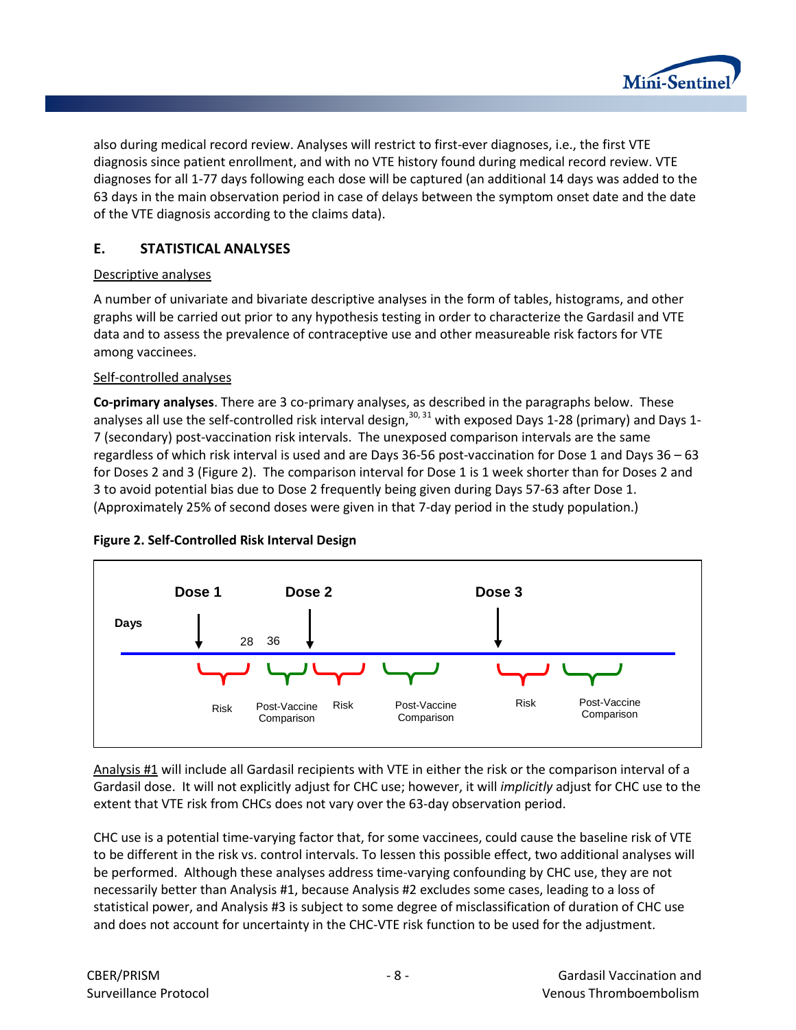also during medical record review. Analyses will restrict to first-ever diagnoses, i.e., the first VTE diagnosis since patient enrollment, and with no VTE history found during medical record review. VTE diagnoses for all 1-77 days following each dose will be captured (an additional 14 days was added to the 63 days in the main observation period in case of delays between the symptom onset date and the date of the VTE diagnosis according to the claims data).

## E. STATISTICAL ANALYSES

Descriptive analyses

A number of univariate and bivariate descriptive analyses in the form of tables, histograms, and other graphs will be carried out prior to any hypothesis testing in order to characterize the Gardasil and VTE data and to assess the prevalence of contraceptive use and other measureable risk factors for VTE among vaccinees.

Self-controlled analyses

**Co-primary analyses**. There are 3 co-primary analyses, as described in the paragraphs below. These analyses all use the self-controlled risk interval design,[30, 31] with exposed Days 1-28 (primary) and Days 1-7 (secondary) post-vaccination risk intervals. The unexposed comparison intervals are the same regardless of which risk interval is used and are Days 36-56 post-vaccination for Dose 1 and Days 36 – 63 for Doses 2 and 3 (Figure 2). The comparison interval for Dose 1 is 1 week shorter than for Doses 2 and 3 to avoid potential bias due to Dose 2 frequently being given during Days 57-63 after Dose 1. (Approximately 25% of second doses were given in that 7-day period in the study population.)

**Figure 2. Self-Controlled Risk Interval Design**

Dose 1
Dose 2
Dose 3
Days
28
36
Risk
Post-Vaccine Comparison
Risk
Post-Vaccine Comparison
Risk
Post-Vaccine Comparison

Analysis #1 will include all Gardasil recipients with VTE in either the risk or the comparison interval of a Gardasil dose. It will not explicitly adjust for CHC use; however, it will *implicitly* adjust for CHC use to the extent that VTE risk from CHCs does not vary over the 63-day observation period.

CHC use is a potential time-varying factor that, for some vaccinees, could cause the baseline risk of VTE to be different in the risk vs. control intervals. To lessen this possible effect, two additional analyses will be performed. Although these analyses address time-varying confounding by CHC use, they are not necessarily better than Analysis #1, because Analysis #2 excludes some cases, leading to a loss of statistical power, and Analysis #3 is subject to some degree of misclassification of duration of CHC use and does not account for uncertainty in the CHC-VTE risk function to be used for the adjustment.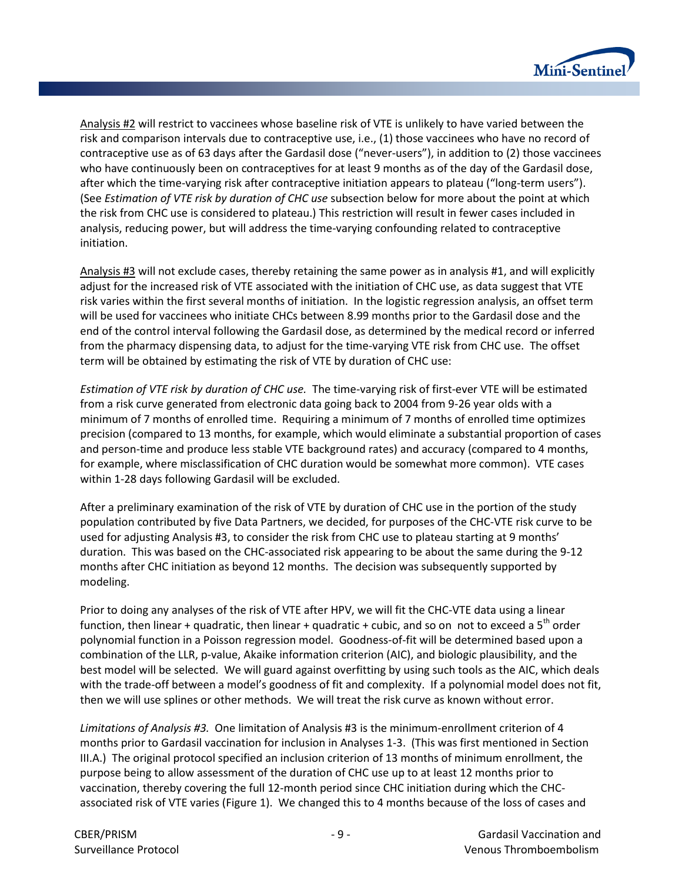Analysis #2 will restrict to vaccinees whose baseline risk of VTE is unlikely to have varied between the risk and comparison intervals due to contraceptive use, i.e., (1) those vaccinees who have no record of contraceptive use as of 63 days after the Gardasil dose ("never-users"), in addition to (2) those vaccinees who have continuously been on contraceptives for at least 9 months as of the day of the Gardasil dose, after which the time-varying risk after contraceptive initiation appears to plateau ("long-term users"). (See *Estimation of VTE risk by duration of CHC use* subsection below for more about the point at which the risk from CHC use is considered to plateau.) This restriction will result in fewer cases included in analysis, reducing power, but will address the time-varying confounding related to contraceptive initiation.

Analysis #3 will not exclude cases, thereby retaining the same power as in analysis #1, and will explicitly adjust for the increased risk of VTE associated with the initiation of CHC use, as data suggest that VTE risk varies within the first several months of initiation. In the logistic regression analysis, an offset term will be used for vaccinees who initiate CHCs between 8.99 months prior to the Gardasil dose and the end of the control interval following the Gardasil dose, as determined by the medical record or inferred from the pharmacy dispensing data, to adjust for the time-varying VTE risk from CHC use. The offset term will be obtained by estimating the risk of VTE by duration of CHC use:

*Estimation of VTE risk by duration of CHC use.* The time-varying risk of first-ever VTE will be estimated from a risk curve generated from electronic data going back to 2004 from 9-26 year olds with a minimum of 7 months of enrolled time. Requiring a minimum of 7 months of enrolled time optimizes precision (compared to 13 months, for example, which would eliminate a substantial proportion of cases and person-time and produce less stable VTE background rates) and accuracy (compared to 4 months, for example, where misclassification of CHC duration would be somewhat more common). VTE cases within 1-28 days following Gardasil will be excluded.

After a preliminary examination of the risk of VTE by duration of CHC use in the portion of the study population contributed by five Data Partners, we decided, for purposes of the CHC-VTE risk curve to be used for adjusting Analysis #3, to consider the risk from CHC use to plateau starting at 9 months' duration. This was based on the CHC-associated risk appearing to be about the same during the 9-12 months after CHC initiation as beyond 12 months. The decision was subsequently supported by modeling.

Prior to doing any analyses of the risk of VTE after HPV, we will fit the CHC-VTE data using a linear function, then linear + quadratic, then linear + quadratic + cubic, and so on not to exceed a 5$^{th}$ order polynomial function in a Poisson regression model. Goodness-of-fit will be determined based upon a combination of the LLR, p-value, Akaike information criterion (AIC), and biologic plausibility, and the best model will be selected. We will guard against overfitting by using such tools as the AIC, which deals with the trade-off between a model's goodness of fit and complexity. If a polynomial model does not fit, then we will use splines or other methods. We will treat the risk curve as known without error.

*Limitations of Analysis #3.* One limitation of Analysis #3 is the minimum-enrollment criterion of 4 months prior to Gardasil vaccination for inclusion in Analyses 1-3. (This was first mentioned in Section III.A.) The original protocol specified an inclusion criterion of 13 months of minimum enrollment, the purpose being to allow assessment of the duration of CHC use up to at least 12 months prior to vaccination, thereby covering the full 12-month period since CHC initiation during which the CHC-associated risk of VTE varies (Figure 1). We changed this to 4 months because of the loss of cases and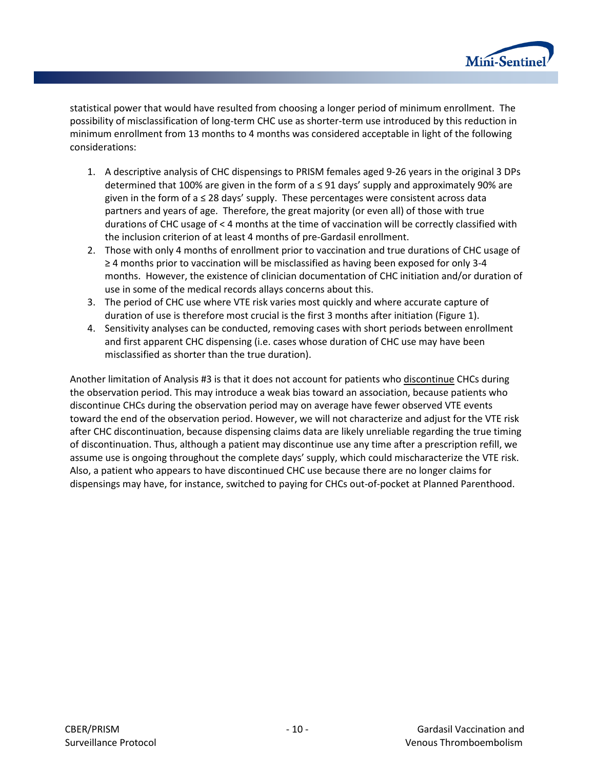statistical power that would have resulted from choosing a longer period of minimum enrollment. The possibility of misclassification of long-term CHC use as shorter-term use introduced by this reduction in minimum enrollment from 13 months to 4 months was considered acceptable in light of the following considerations:

1. A descriptive analysis of CHC dispensings to PRISM females aged 9-26 years in the original 3 DPs determined that 100% are given in the form of a ≤ 91 days' supply and approximately 90% are given in the form of a ≤ 28 days' supply. These percentages were consistent across data partners and years of age. Therefore, the great majority (or even all) of those with true durations of CHC usage of < 4 months at the time of vaccination will be correctly classified with the inclusion criterion of at least 4 months of pre-Gardasil enrollment.
2. Those with only 4 months of enrollment prior to vaccination and true durations of CHC usage of ≥ 4 months prior to vaccination will be misclassified as having been exposed for only 3-4 months. However, the existence of clinician documentation of CHC initiation and/or duration of use in some of the medical records allays concerns about this.
3. The period of CHC use where VTE risk varies most quickly and where accurate capture of duration of use is therefore most crucial is the first 3 months after initiation (Figure 1).
4. Sensitivity analyses can be conducted, removing cases with short periods between enrollment and first apparent CHC dispensing (i.e. cases whose duration of CHC use may have been misclassified as shorter than the true duration).

Another limitation of Analysis #3 is that it does not account for patients who discontinue CHCs during the observation period. This may introduce a weak bias toward an association, because patients who discontinue CHCs during the observation period may on average have fewer observed VTE events toward the end of the observation period. However, we will not characterize and adjust for the VTE risk after CHC discontinuation, because dispensing claims data are likely unreliable regarding the true timing of discontinuation. Thus, although a patient may discontinue use any time after a prescription refill, we assume use is ongoing throughout the complete days' supply, which could mischaracterize the VTE risk. Also, a patient who appears to have discontinued CHC use because there are no longer claims for dispensings may have, for instance, switched to paying for CHCs out-of-pocket at Planned Parenthood.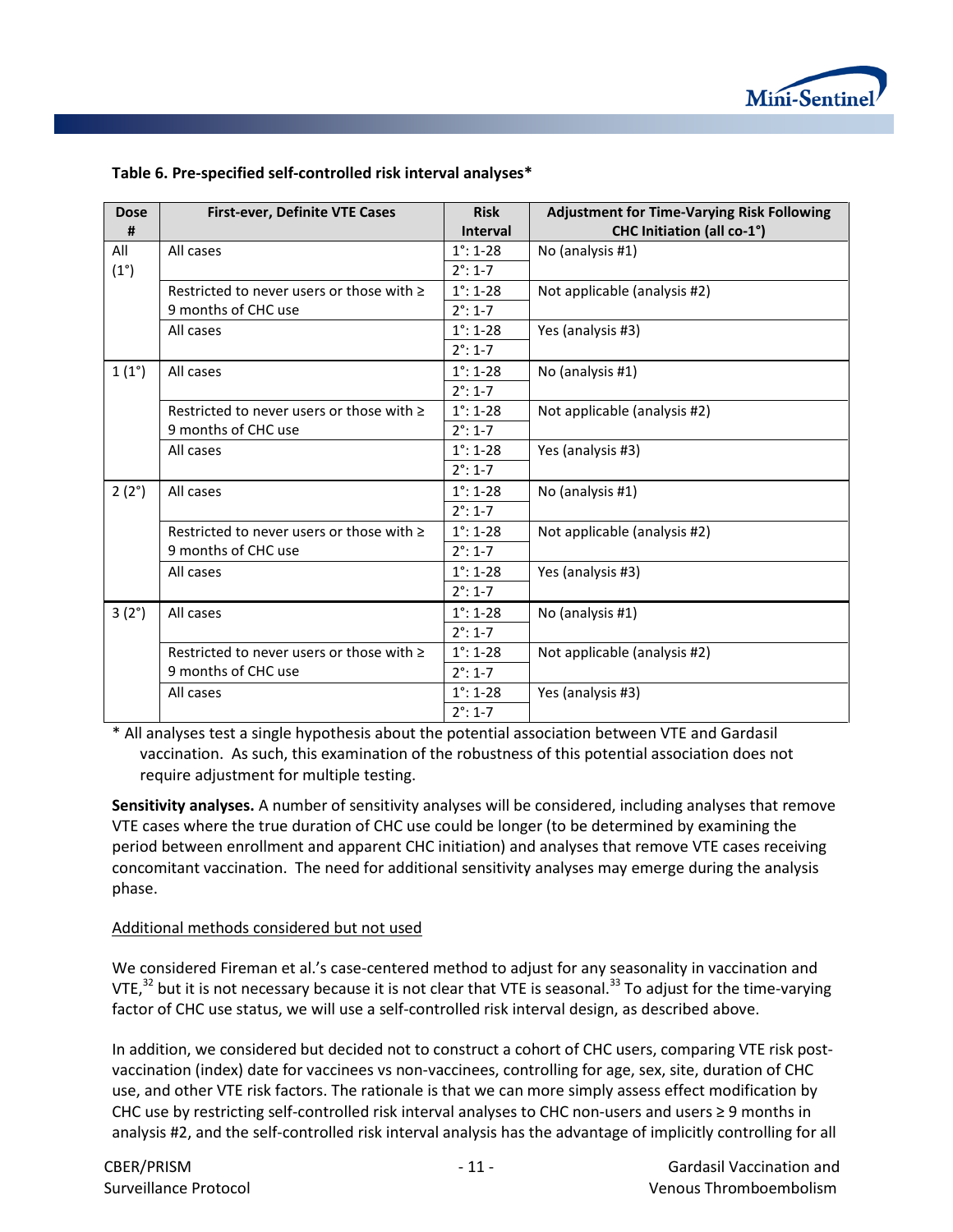**Table 6. Pre-specified self-controlled risk interval analyses***

| Dose # | First-ever, Definite VTE Cases | Risk Interval | Adjustment for Time-Varying Risk Following CHC Initiation (all co-1°) |
|---|---|---|---|
| All (1°) | All cases | 1°: 1-28 | No (analysis #1) |
| | | 2°: 1-7 | |
| | Restricted to never users or those with ≥ 9 months of CHC use | 1°: 1-28 | Not applicable (analysis #2) |
| | | 2°: 1-7 | |
| | All cases | 1°: 1-28 | Yes (analysis #3) |
| | | 2°: 1-7 | |
| 1 (1°) | All cases | 1°: 1-28 | No (analysis #1) |
| | | 2°: 1-7 | |
| | Restricted to never users or those with ≥ 9 months of CHC use | 1°: 1-28 | Not applicable (analysis #2) |
| | | 2°: 1-7 | |
| | All cases | 1°: 1-28 | Yes (analysis #3) |
| | | 2°: 1-7 | |
| 2 (2°) | All cases | 1°: 1-28 | No (analysis #1) |
| | | 2°: 1-7 | |
| | Restricted to never users or those with ≥ 9 months of CHC use | 1°: 1-28 | Not applicable (analysis #2) |
| | | 2°: 1-7 | |
| | All cases | 1°: 1-28 | Yes (analysis #3) |
| | | 2°: 1-7 | |
| 3 (2°) | All cases | 1°: 1-28 | No (analysis #1) |
| | | 2°: 1-7 | |
| | Restricted to never users or those with ≥ 9 months of CHC use | 1°: 1-28 | Not applicable (analysis #2) |
| | | 2°: 1-7 | |
| | All cases | 1°: 1-28 | Yes (analysis #3) |
| | | 2°: 1-7 | |

\* All analyses test a single hypothesis about the potential association between VTE and Gardasil vaccination. As such, this examination of the robustness of this potential association does not require adjustment for multiple testing.

**Sensitivity analyses.** A number of sensitivity analyses will be considered, including analyses that remove VTE cases where the true duration of CHC use could be longer (to be determined by examining the period between enrollment and apparent CHC initiation) and analyses that remove VTE cases receiving concomitant vaccination. The need for additional sensitivity analyses may emerge during the analysis phase.

Additional methods considered but not used

We considered Fireman et al.'s case-centered method to adjust for any seasonality in vaccination and VTE,[32] but it is not necessary because it is not clear that VTE is seasonal.[33] To adjust for the time-varying factor of CHC use status, we will use a self-controlled risk interval design, as described above.

In addition, we considered but decided not to construct a cohort of CHC users, comparing VTE risk post-vaccination (index) date for vaccinees vs non-vaccinees, controlling for age, sex, site, duration of CHC use, and other VTE risk factors. The rationale is that we can more simply assess effect modification by CHC use by restricting self-controlled risk interval analyses to CHC non-users and users ≥ 9 months in analysis #2, and the self-controlled risk interval analysis has the advantage of implicitly controlling for all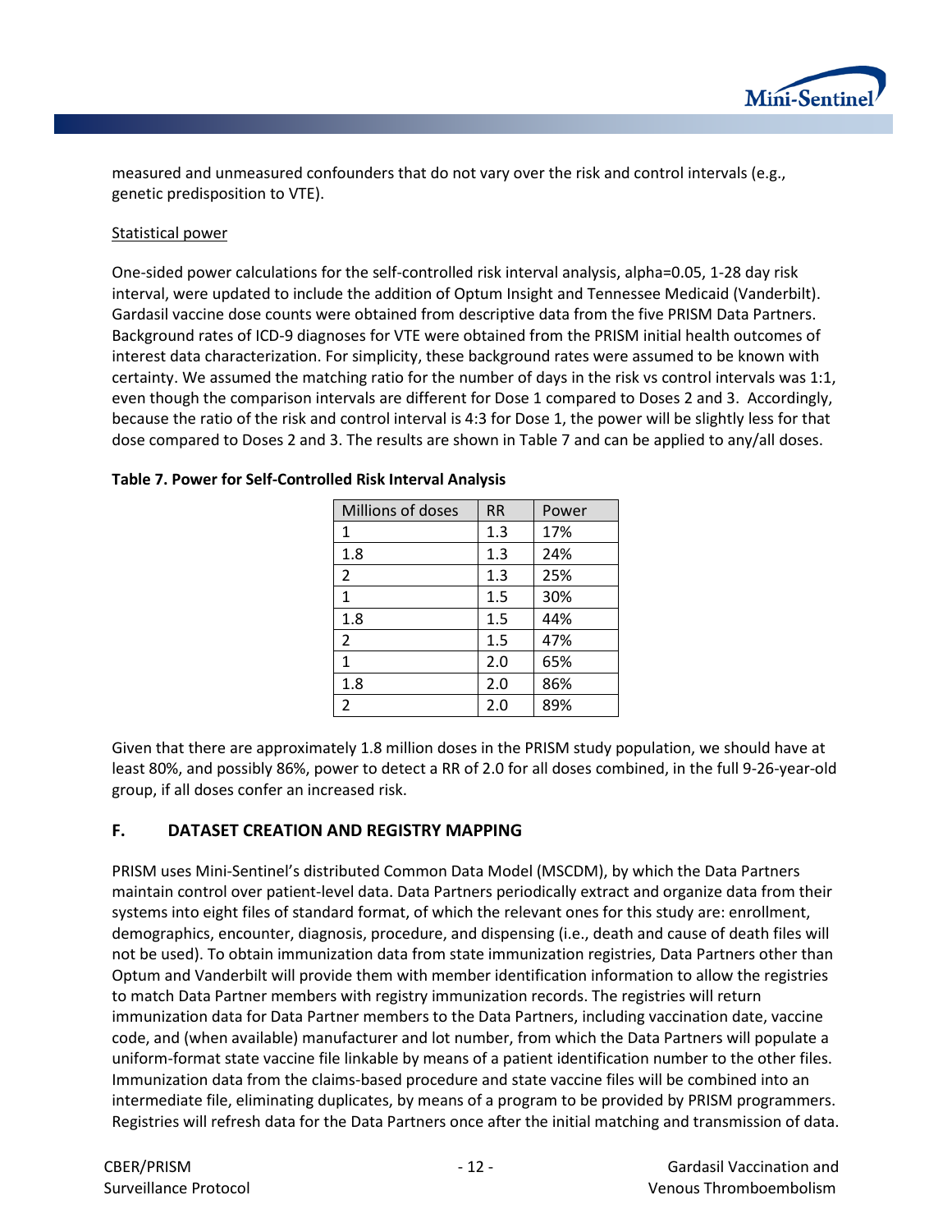measured and unmeasured confounders that do not vary over the risk and control intervals (e.g., genetic predisposition to VTE).

Statistical power

One-sided power calculations for the self-controlled risk interval analysis, alpha=0.05, 1-28 day risk interval, were updated to include the addition of Optum Insight and Tennessee Medicaid (Vanderbilt). Gardasil vaccine dose counts were obtained from descriptive data from the five PRISM Data Partners. Background rates of ICD-9 diagnoses for VTE were obtained from the PRISM initial health outcomes of interest data characterization. For simplicity, these background rates were assumed to be known with certainty. We assumed the matching ratio for the number of days in the risk vs control intervals was 1:1, even though the comparison intervals are different for Dose 1 compared to Doses 2 and 3. Accordingly, because the ratio of the risk and control interval is 4:3 for Dose 1, the power will be slightly less for that dose compared to Doses 2 and 3. The results are shown in Table 7 and can be applied to any/all doses.

**Table 7. Power for Self-Controlled Risk Interval Analysis**

| Millions of doses | RR | Power |
|---|---|---|
| 1 | 1.3 | 17% |
| 1.8 | 1.3 | 24% |
| 2 | 1.3 | 25% |
| 1 | 1.5 | 30% |
| 1.8 | 1.5 | 44% |
| 2 | 1.5 | 47% |
| 1 | 2.0 | 65% |
| 1.8 | 2.0 | 86% |
| 2 | 2.0 | 89% |

Given that there are approximately 1.8 million doses in the PRISM study population, we should have at least 80%, and possibly 86%, power to detect a RR of 2.0 for all doses combined, in the full 9-26-year-old group, if all doses confer an increased risk.

## F. DATASET CREATION AND REGISTRY MAPPING

PRISM uses Mini-Sentinel's distributed Common Data Model (MSCDM), by which the Data Partners maintain control over patient-level data. Data Partners periodically extract and organize data from their systems into eight files of standard format, of which the relevant ones for this study are: enrollment, demographics, encounter, diagnosis, procedure, and dispensing (i.e., death and cause of death files will not be used). To obtain immunization data from state immunization registries, Data Partners other than Optum and Vanderbilt will provide them with member identification information to allow the registries to match Data Partner members with registry immunization records. The registries will return immunization data for Data Partner members to the Data Partners, including vaccination date, vaccine code, and (when available) manufacturer and lot number, from which the Data Partners will populate a uniform-format state vaccine file linkable by means of a patient identification number to the other files. Immunization data from the claims-based procedure and state vaccine files will be combined into an intermediate file, eliminating duplicates, by means of a program to be provided by PRISM programmers. Registries will refresh data for the Data Partners once after the initial matching and transmission of data.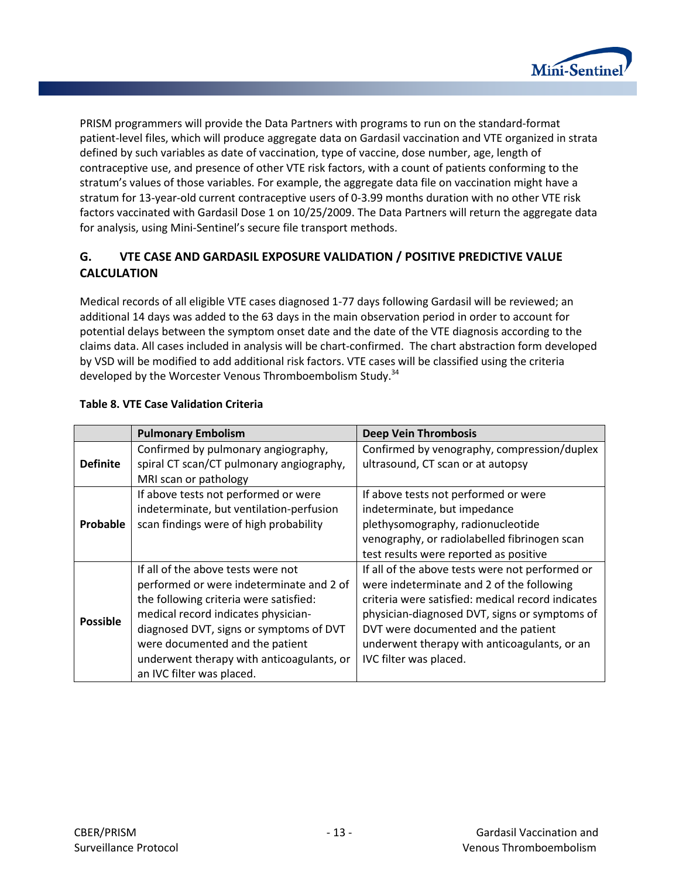PRISM programmers will provide the Data Partners with programs to run on the standard-format patient-level files, which will produce aggregate data on Gardasil vaccination and VTE organized in strata defined by such variables as date of vaccination, type of vaccine, dose number, age, length of contraceptive use, and presence of other VTE risk factors, with a count of patients conforming to the stratum's values of those variables. For example, the aggregate data file on vaccination might have a stratum for 13-year-old current contraceptive users of 0-3.99 months duration with no other VTE risk factors vaccinated with Gardasil Dose 1 on 10/25/2009. The Data Partners will return the aggregate data for analysis, using Mini-Sentinel's secure file transport methods.

## G. VTE CASE AND GARDASIL EXPOSURE VALIDATION / POSITIVE PREDICTIVE VALUE CALCULATION

Medical records of all eligible VTE cases diagnosed 1-77 days following Gardasil will be reviewed; an additional 14 days was added to the 63 days in the main observation period in order to account for potential delays between the symptom onset date and the date of the VTE diagnosis according to the claims data. All cases included in analysis will be chart-confirmed. The chart abstraction form developed by VSD will be modified to add additional risk factors. VTE cases will be classified using the criteria developed by the Worcester Venous Thromboembolism Study.[34]

**Table 8. VTE Case Validation Criteria**

| | Pulmonary Embolism | Deep Vein Thrombosis |
|---|---|---|
| **Definite** | Confirmed by pulmonary angiography, spiral CT scan/CT pulmonary angiography, MRI scan or pathology | Confirmed by venography, compression/duplex ultrasound, CT scan or at autopsy |
| **Probable** | If above tests not performed or were indeterminate, but ventilation-perfusion scan findings were of high probability | If above tests not performed or were indeterminate, but impedance plethysomography, radionucleotide venography, or radiolabelled fibrinogen scan test results were reported as positive |
| **Possible** | If all of the above tests were not performed or were indeterminate and 2 of the following criteria were satisfied: medical record indicates physician-diagnosed DVT, signs or symptoms of DVT were documented and the patient underwent therapy with anticoagulants, or an IVC filter was placed. | If all of the above tests were not performed or were indeterminate and 2 of the following criteria were satisfied: medical record indicates physician-diagnosed DVT, signs or symptoms of DVT were documented and the patient underwent therapy with anticoagulants, or an IVC filter was placed. |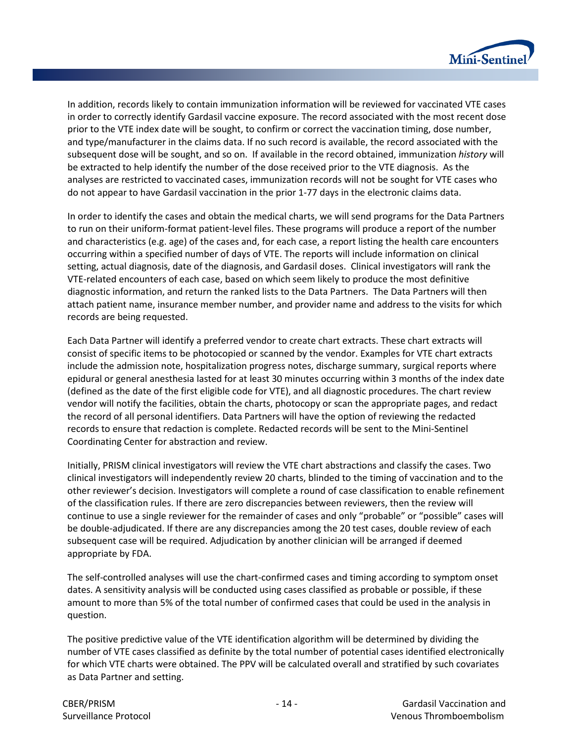In addition, records likely to contain immunization information will be reviewed for vaccinated VTE cases in order to correctly identify Gardasil vaccine exposure. The record associated with the most recent dose prior to the VTE index date will be sought, to confirm or correct the vaccination timing, dose number, and type/manufacturer in the claims data. If no such record is available, the record associated with the subsequent dose will be sought, and so on. If available in the record obtained, immunization *history* will be extracted to help identify the number of the dose received prior to the VTE diagnosis. As the analyses are restricted to vaccinated cases, immunization records will not be sought for VTE cases who do not appear to have Gardasil vaccination in the prior 1-77 days in the electronic claims data.

In order to identify the cases and obtain the medical charts, we will send programs for the Data Partners to run on their uniform-format patient-level files. These programs will produce a report of the number and characteristics (e.g. age) of the cases and, for each case, a report listing the health care encounters occurring within a specified number of days of VTE. The reports will include information on clinical setting, actual diagnosis, date of the diagnosis, and Gardasil doses. Clinical investigators will rank the VTE-related encounters of each case, based on which seem likely to produce the most definitive diagnostic information, and return the ranked lists to the Data Partners. The Data Partners will then attach patient name, insurance member number, and provider name and address to the visits for which records are being requested.

Each Data Partner will identify a preferred vendor to create chart extracts. These chart extracts will consist of specific items to be photocopied or scanned by the vendor. Examples for VTE chart extracts include the admission note, hospitalization progress notes, discharge summary, surgical reports where epidural or general anesthesia lasted for at least 30 minutes occurring within 3 months of the index date (defined as the date of the first eligible code for VTE), and all diagnostic procedures. The chart review vendor will notify the facilities, obtain the charts, photocopy or scan the appropriate pages, and redact the record of all personal identifiers. Data Partners will have the option of reviewing the redacted records to ensure that redaction is complete. Redacted records will be sent to the Mini-Sentinel Coordinating Center for abstraction and review.

Initially, PRISM clinical investigators will review the VTE chart abstractions and classify the cases. Two clinical investigators will independently review 20 charts, blinded to the timing of vaccination and to the other reviewer's decision. Investigators will complete a round of case classification to enable refinement of the classification rules. If there are zero discrepancies between reviewers, then the review will continue to use a single reviewer for the remainder of cases and only "probable" or "possible" cases will be double-adjudicated. If there are any discrepancies among the 20 test cases, double review of each subsequent case will be required. Adjudication by another clinician will be arranged if deemed appropriate by FDA.

The self-controlled analyses will use the chart-confirmed cases and timing according to symptom onset dates. A sensitivity analysis will be conducted using cases classified as probable or possible, if these amount to more than 5% of the total number of confirmed cases that could be used in the analysis in question.

The positive predictive value of the VTE identification algorithm will be determined by dividing the number of VTE cases classified as definite by the total number of potential cases identified electronically for which VTE charts were obtained. The PPV will be calculated overall and stratified by such covariates as Data Partner and setting.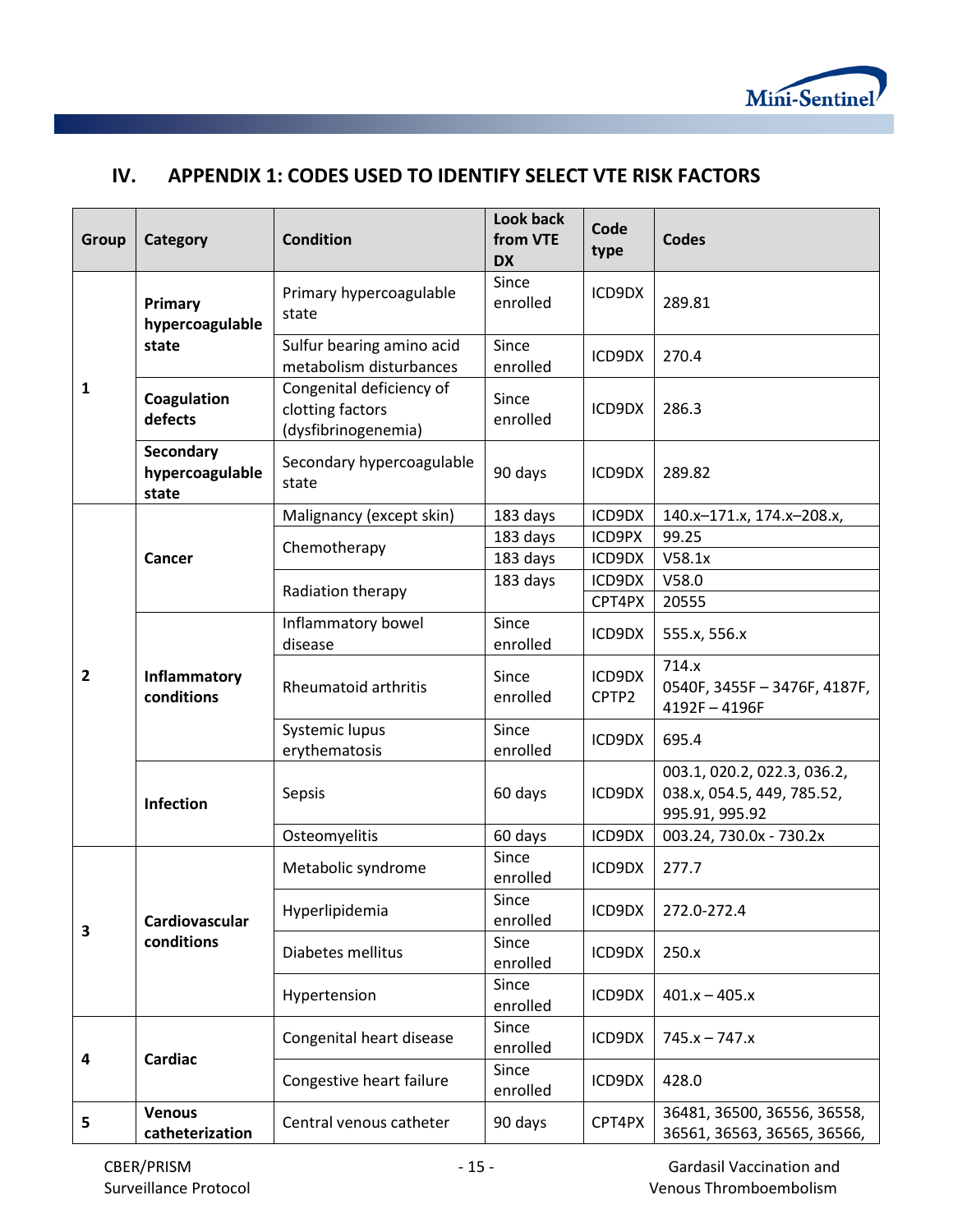## IV. APPENDIX 1: CODES USED TO IDENTIFY SELECT VTE RISK FACTORS

| Group | Category | Condition | Look back from VTE DX | Code type | Codes |
|---|---|---|---|---|---|
| 1 | **Primary hypercoagulable state** | Primary hypercoagulable state | Since enrolled | ICD9DX | 289.81 |
| | | Sulfur bearing amino acid metabolism disturbances | Since enrolled | ICD9DX | 270.4 |
| | **Coagulation defects** | Congenital deficiency of clotting factors (dysfibrinogenemia) | Since enrolled | ICD9DX | 286.3 |
| | **Secondary hypercoagulable state** | Secondary hypercoagulable state | 90 days | ICD9DX | 289.82 |
| 2 | **Cancer** | Malignancy (except skin) | 183 days | ICD9DX | 140.x–171.x, 174.x–208.x, |
| | | Chemotherapy | 183 days | ICD9PX | 99.25 |
| | | | 183 days | ICD9DX | V58.1x |
| | | Radiation therapy | 183 days | ICD9DX | V58.0 |
| | | | | CPT4PX | 20555 |
| | **Inflammatory conditions** | Inflammatory bowel disease | Since enrolled | ICD9DX | 555.x, 556.x |
| | | Rheumatoid arthritis | Since enrolled | ICD9DX CPTP2 | 714.x 0540F, 3455F – 3476F, 4187F, 4192F – 4196F |
| | | Systemic lupus erythematosis | Since enrolled | ICD9DX | 695.4 |
| | **Infection** | Sepsis | 60 days | ICD9DX | 003.1, 020.2, 022.3, 036.2, 038.x, 054.5, 449, 785.52, 995.91, 995.92 |
| | | Osteomyelitis | 60 days | ICD9DX | 003.24, 730.0x - 730.2x |
| 3 | **Cardiovascular conditions** | Metabolic syndrome | Since enrolled | ICD9DX | 277.7 |
| | | Hyperlipidemia | Since enrolled | ICD9DX | 272.0-272.4 |
| | | Diabetes mellitus | Since enrolled | ICD9DX | 250.x |
| | | Hypertension | Since enrolled | ICD9DX | 401.x – 405.x |
| 4 | **Cardiac** | Congenital heart disease | Since enrolled | ICD9DX | 745.x – 747.x |
| | | Congestive heart failure | Since enrolled | ICD9DX | 428.0 |
| 5 | **Venous catheterization** | Central venous catheter | 90 days | CPT4PX | 36481, 36500, 36556, 36558, 36561, 36563, 36565, 36566, |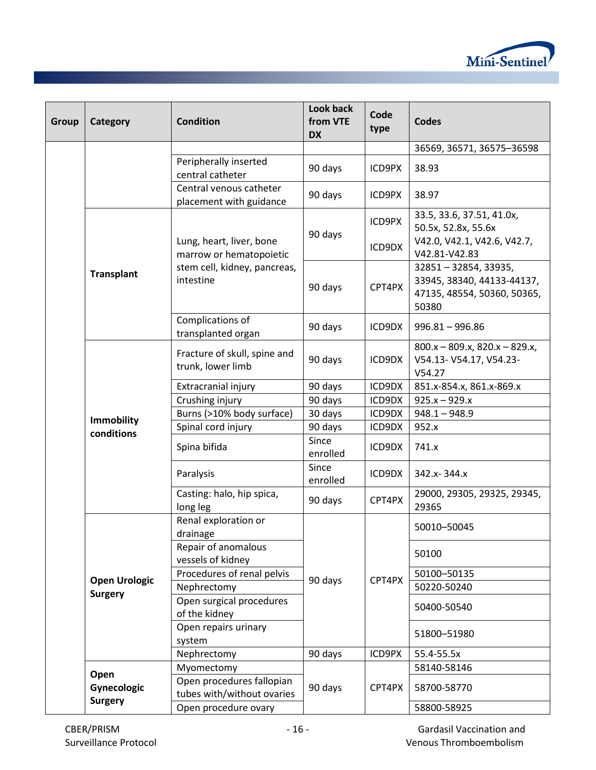| Group | Category | Condition | Look back from VTE DX | Code type | Codes |
|---|---|---|---|---|---|
| | | | | | 36569, 36571, 36575–36598 |
| | | Peripherally inserted central catheter | 90 days | ICD9PX | 38.93 |
| | | Central venous catheter placement with guidance | 90 days | ICD9PX | 38.97 |
| | Transplant | Lung, heart, liver, bone marrow or hematopoietic stem cell, kidney, pancreas, intestine | 90 days | ICD9PX | 33.5, 33.6, 37.51, 41.0x, 50.5x, 52.8x, 55.6x |
| | | | | ICD9DX | V42.0, V42.1, V42.6, V42.7, V42.81-V42.83 |
| | | | 90 days | CPT4PX | 32851 – 32854, 33935, 33945, 38340, 44133-44137, 47135, 48554, 50360, 50365, 50380 |
| | | Complications of transplanted organ | 90 days | ICD9DX | 996.81 – 996.86 |
| | Immobility conditions | Fracture of skull, spine and trunk, lower limb | 90 days | ICD9DX | 800.x – 809.x, 820.x – 829.x, V54.13- V54.17, V54.23-V54.27 |
| | | Extracranial injury | 90 days | ICD9DX | 851.x-854.x, 861.x-869.x |
| | | Crushing injury | 90 days | ICD9DX | 925.x – 929.x |
| | | Burns (>10% body surface) | 30 days | ICD9DX | 948.1 – 948.9 |
| | | Spinal cord injury | 90 days | ICD9DX | 952.x |
| | | Spina bifida | Since enrolled | ICD9DX | 741.x |
| | | Paralysis | Since enrolled | ICD9DX | 342.x- 344.x |
| | | Casting: halo, hip spica, long leg | 90 days | CPT4PX | 29000, 29305, 29325, 29345, 29365 |
| | Open Urologic Surgery | Renal exploration or drainage | 90 days | CPT4PX | 50010–50045 |
| | | Repair of anomalous vessels of kidney | | | 50100 |
| | | Procedures of renal pelvis | | | 50100–50135 |
| | | Nephrectomy | | | 50220-50240 |
| | | Open surgical procedures of the kidney | | | 50400-50540 |
| | | Open repairs urinary system | | | 51800–51980 |
| | | Nephrectomy | 90 days | ICD9PX | 55.4-55.5x |
| | Open Gynecologic Surgery | Myomectomy | 90 days | CPT4PX | 58140-58146 |
| | | Open procedures fallopian tubes with/without ovaries | | | 58700-58770 |
| | | Open procedure ovary | | | 58800-58925 |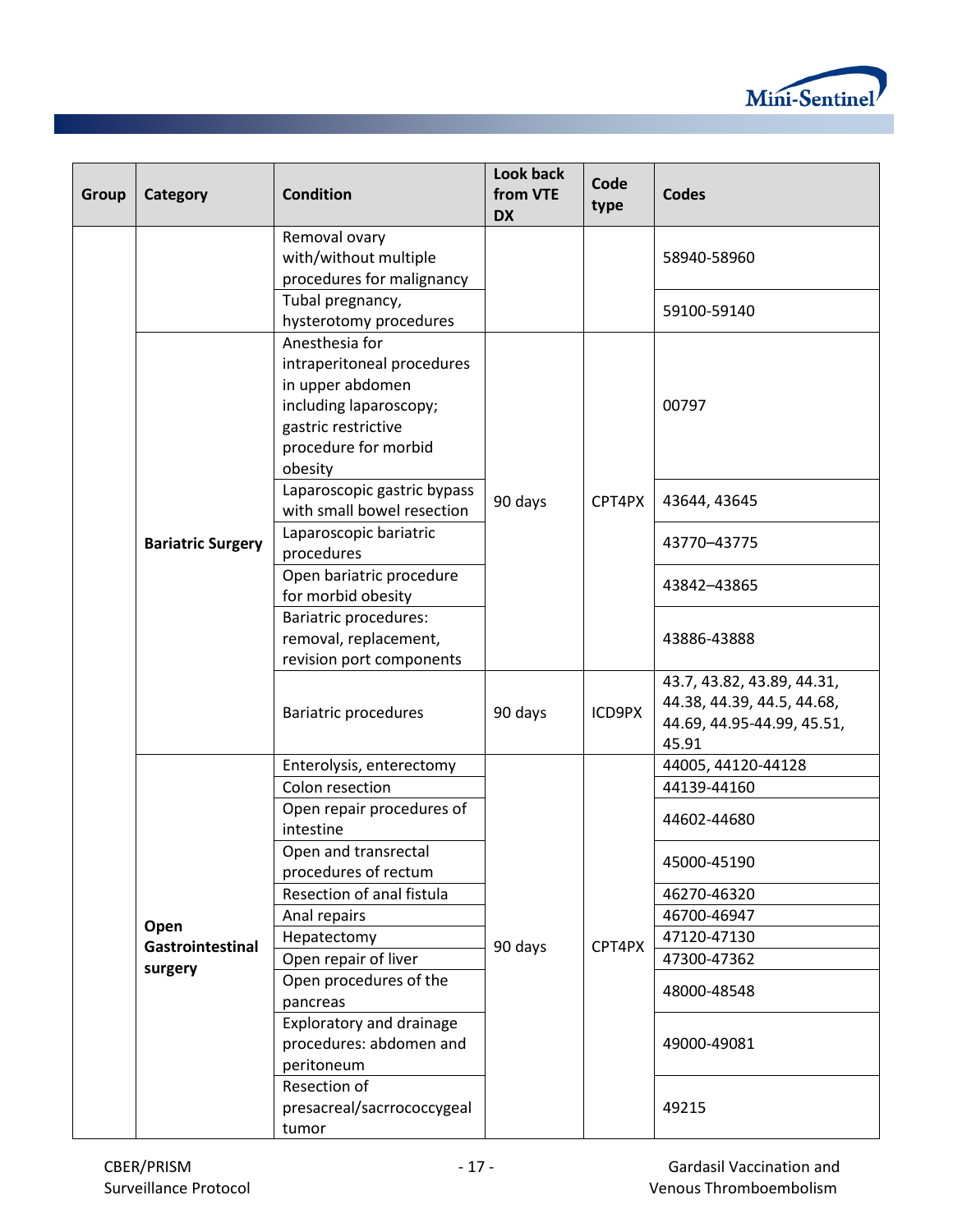| Group | Category | Condition | Look back from VTE DX | Code type | Codes |
|---|---|---|---|---|---|
| | | Removal ovary with/without multiple procedures for malignancy | | | 58940-58960 |
| | | Tubal pregnancy, hysterotomy procedures | | | 59100-59140 |
| | Bariatric Surgery | Anesthesia for intraperitoneal procedures in upper abdomen including laparoscopy; gastric restrictive procedure for morbid obesity | 90 days | CPT4PX | 00797 |
| | | Laparoscopic gastric bypass with small bowel resection | | | 43644, 43645 |
| | | Laparoscopic bariatric procedures | | | 43770–43775 |
| | | Open bariatric procedure for morbid obesity | | | 43842–43865 |
| | | Bariatric procedures: removal, replacement, revision port components | | | 43886-43888 |
| | | Bariatric procedures | 90 days | ICD9PX | 43.7, 43.82, 43.89, 44.31, 44.38, 44.39, 44.5, 44.68, 44.69, 44.95-44.99, 45.51, 45.91 |
| | Open Gastrointestinal surgery | Enterolysis, enterectomy | 90 days | CPT4PX | 44005, 44120-44128 |
| | | Colon resection | | | 44139-44160 |
| | | Open repair procedures of intestine | | | 44602-44680 |
| | | Open and transrectal procedures of rectum | | | 45000-45190 |
| | | Resection of anal fistula | | | 46270-46320 |
| | | Anal repairs | | | 46700-46947 |
| | | Hepatectomy | | | 47120-47130 |
| | | Open repair of liver | | | 47300-47362 |
| | | Open procedures of the pancreas | | | 48000-48548 |
| | | Exploratory and drainage procedures: abdomen and peritoneum | | | 49000-49081 |
| | | Resection of presacreal/sacrrococcygeal tumor | | | 49215 |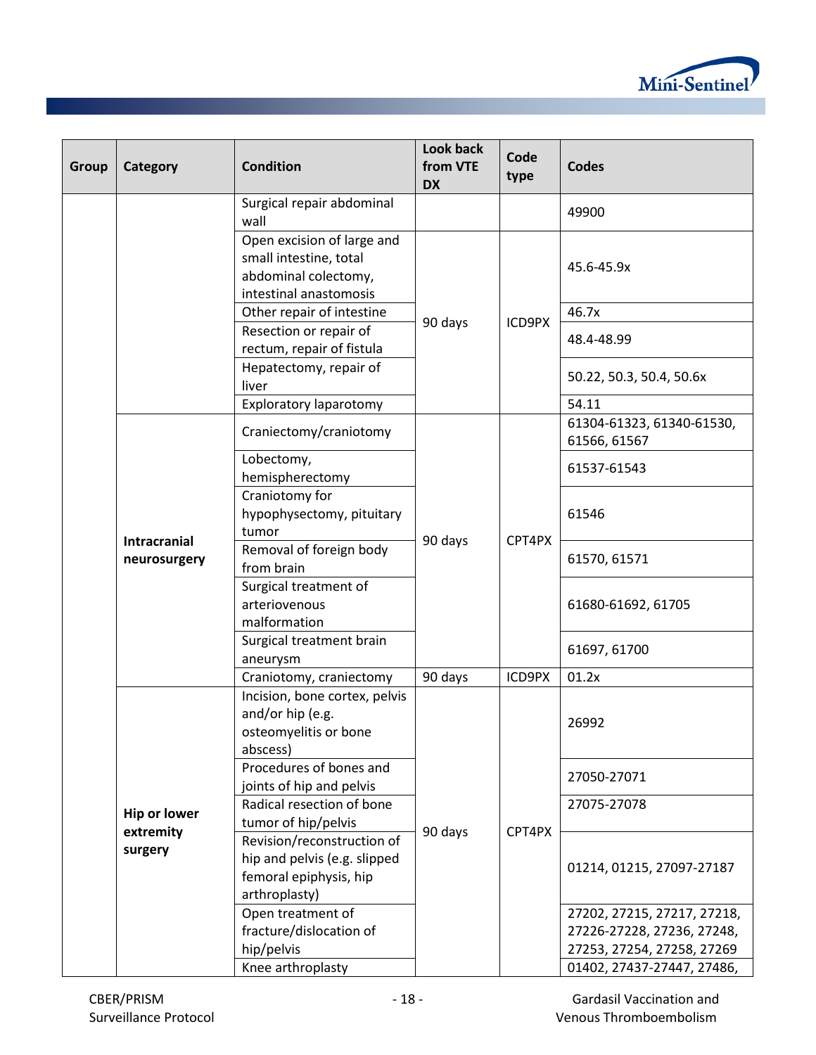| Group | Category | Condition | Look back from VTE DX | Code type | Codes |
|---|---|---|---|---|---|
| | | Surgical repair abdominal wall | | | 49900 |
| | | Open excision of large and small intestine, total abdominal colectomy, intestinal anastomosis | 90 days | ICD9PX | 45.6-45.9x |
| | | Other repair of intestine | 90 days | ICD9PX | 46.7x |
| | | Resection or repair of rectum, repair of fistula | 90 days | ICD9PX | 48.4-48.99 |
| | | Hepatectomy, repair of liver | 90 days | ICD9PX | 50.22, 50.3, 50.4, 50.6x |
| | | Exploratory laparotomy | 90 days | ICD9PX | 54.11 |
| | **Intracranial neurosurgery** | Craniectomy/craniotomy | 90 days | CPT4PX | 61304-61323, 61340-61530, 61566, 61567 |
| | | Lobectomy, hemispherectomy | 90 days | CPT4PX | 61537-61543 |
| | | Craniotomy for hypophysectomy, pituitary tumor | 90 days | CPT4PX | 61546 |
| | | Removal of foreign body from brain | 90 days | CPT4PX | 61570, 61571 |
| | | Surgical treatment of arteriovenous malformation | 90 days | CPT4PX | 61680-61692, 61705 |
| | | Surgical treatment brain aneurysm | 90 days | CPT4PX | 61697, 61700 |
| | | Craniotomy, craniectomy | 90 days | ICD9PX | 01.2x |
| | **Hip or lower extremity surgery** | Incision, bone cortex, pelvis and/or hip (e.g. osteomyelitis or bone abscess) | 90 days | CPT4PX | 26992 |
| | | Procedures of bones and joints of hip and pelvis | 90 days | CPT4PX | 27050-27071 |
| | | Radical resection of bone tumor of hip/pelvis | 90 days | CPT4PX | 27075-27078 |
| | | Revision/reconstruction of hip and pelvis (e.g. slipped femoral epiphysis, hip arthroplasty) | 90 days | CPT4PX | 01214, 01215, 27097-27187 |
| | | Open treatment of fracture/dislocation of hip/pelvis | 90 days | CPT4PX | 27202, 27215, 27217, 27218, 27226-27228, 27236, 27248, 27253, 27254, 27258, 27269 |
| | | Knee arthroplasty | 90 days | CPT4PX | 01402, 27437-27447, 27486, |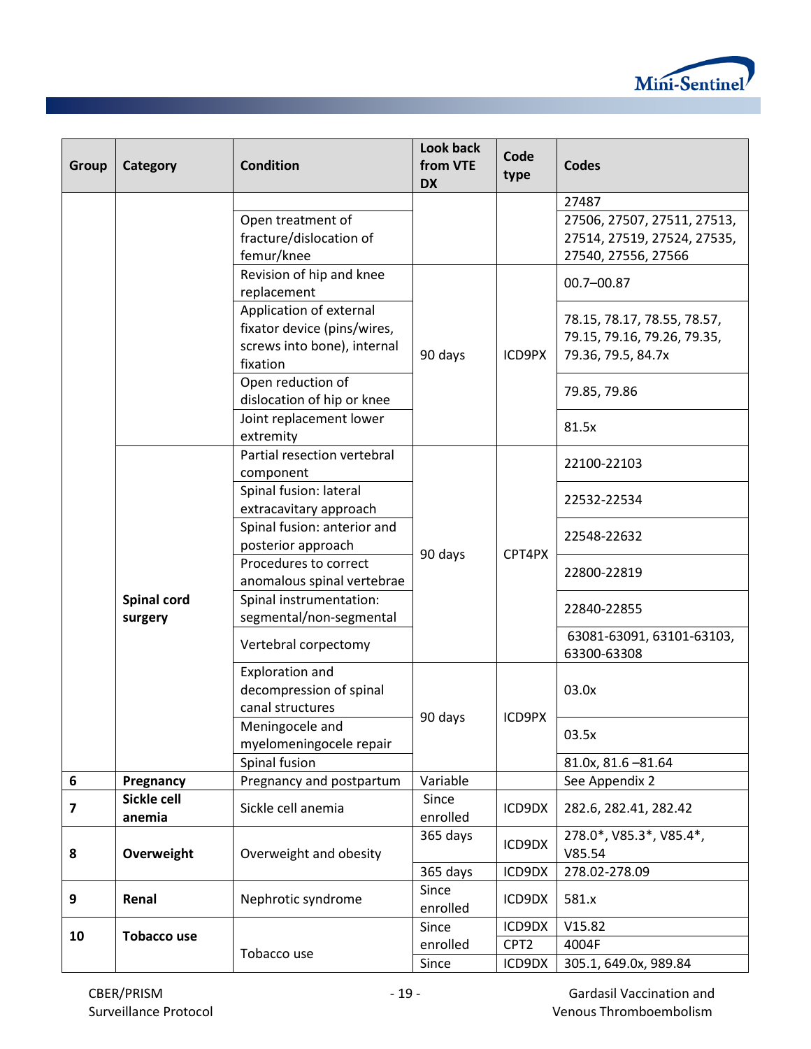| Group | Category | Condition | Look back from VTE DX | Code type | Codes |
|---|---|---|---|---|---|
| | | | | | 27487 |
| | | Open treatment of fracture/dislocation of femur/knee | | | 27506, 27507, 27511, 27513, 27514, 27519, 27524, 27535, 27540, 27556, 27566 |
| | | Revision of hip and knee replacement | 90 days | ICD9PX | 00.7–00.87 |
| | | Application of external fixator device (pins/wires, screws into bone), internal fixation | | | 78.15, 78.17, 78.55, 78.57, 79.15, 79.16, 79.26, 79.35, 79.36, 79.5, 84.7x |
| | | Open reduction of dislocation of hip or knee | | | 79.85, 79.86 |
| | | Joint replacement lower extremity | | | 81.5x |
| | Spinal cord surgery | Partial resection vertebral component | 90 days | CPT4PX | 22100-22103 |
| | | Spinal fusion: lateral extracavitary approach | | | 22532-22534 |
| | | Spinal fusion: anterior and posterior approach | | | 22548-22632 |
| | | Procedures to correct anomalous spinal vertebrae | | | 22800-22819 |
| | | Spinal instrumentation: segmental/non-segmental | | | 22840-22855 |
| | | Vertebral corpectomy | | | 63081-63091, 63101-63103, 63300-63308 |
| | | Exploration and decompression of spinal canal structures | 90 days | ICD9PX | 03.0x |
| | | Meningocele and myelomeningocele repair | | | 03.5x |
| | | Spinal fusion | | | 81.0x, 81.6 –81.64 |
| 6 | Pregnancy | Pregnancy and postpartum | Variable | | See Appendix 2 |
| 7 | Sickle cell anemia | Sickle cell anemia | Since enrolled | ICD9DX | 282.6, 282.41, 282.42 |
| 8 | Overweight | Overweight and obesity | 365 days | ICD9DX | 278.0*, V85.3*, V85.4*, V85.54 |
| | | | 365 days | ICD9DX | 278.02-278.09 |
| 9 | Renal | Nephrotic syndrome | Since enrolled | ICD9DX | 581.x |
| 10 | Tobacco use | Tobacco use | Since enrolled | ICD9DX | V15.82 |
| | | | | CPT2 | 4004F |
| | | | Since | ICD9DX | 305.1, 649.0x, 989.84 |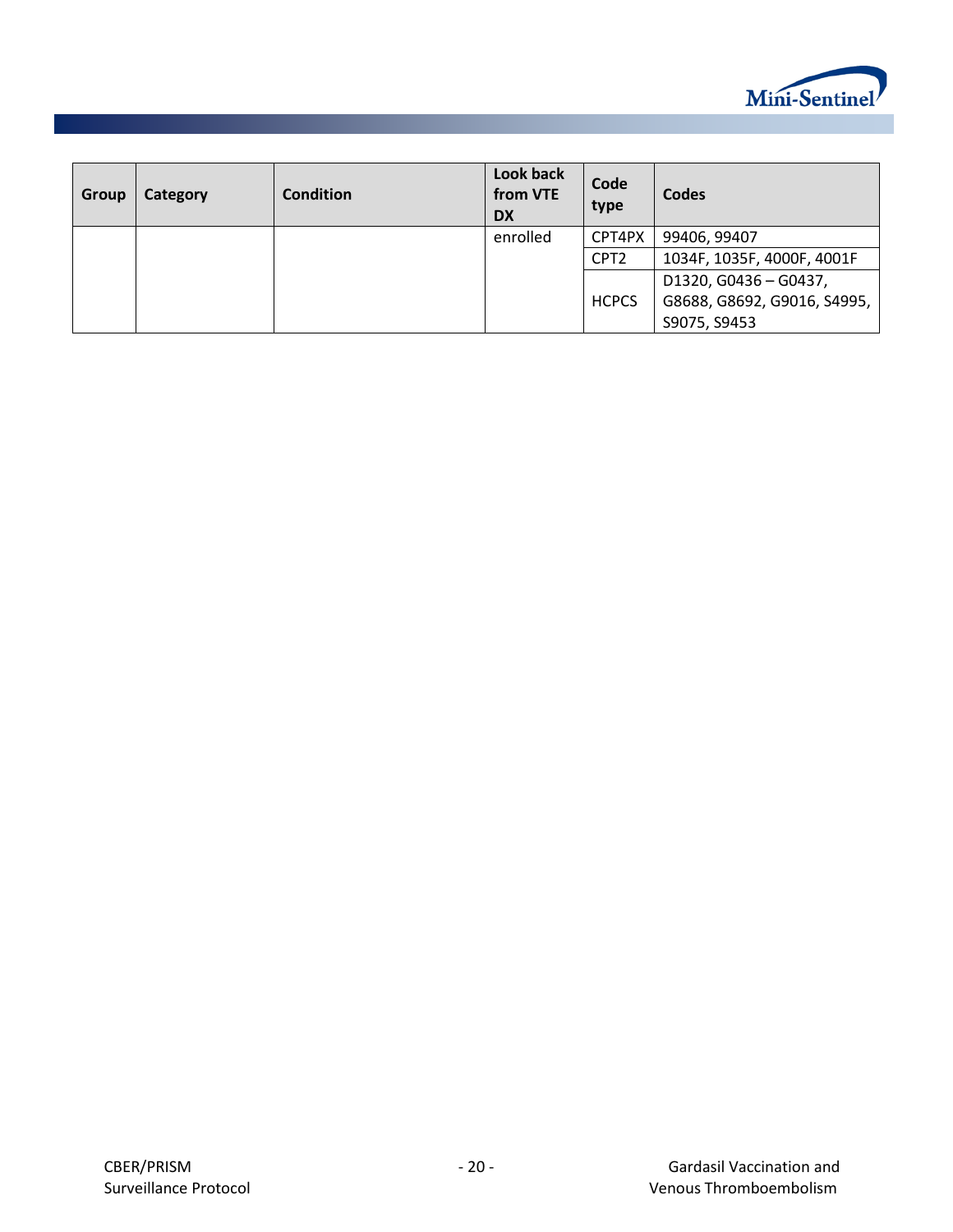| Group | Category | Condition | Look back from VTE DX | Code type | Codes |
|---|---|---|---|---|---|
| | | | enrolled | CPT4PX | 99406, 99407 |
| | | | | CPT2 | 1034F, 1035F, 4000F, 4001F |
| | | | | HCPCS | D1320, G0436 – G0437, G8688, G8692, G9016, S4995, S9075, S9453 |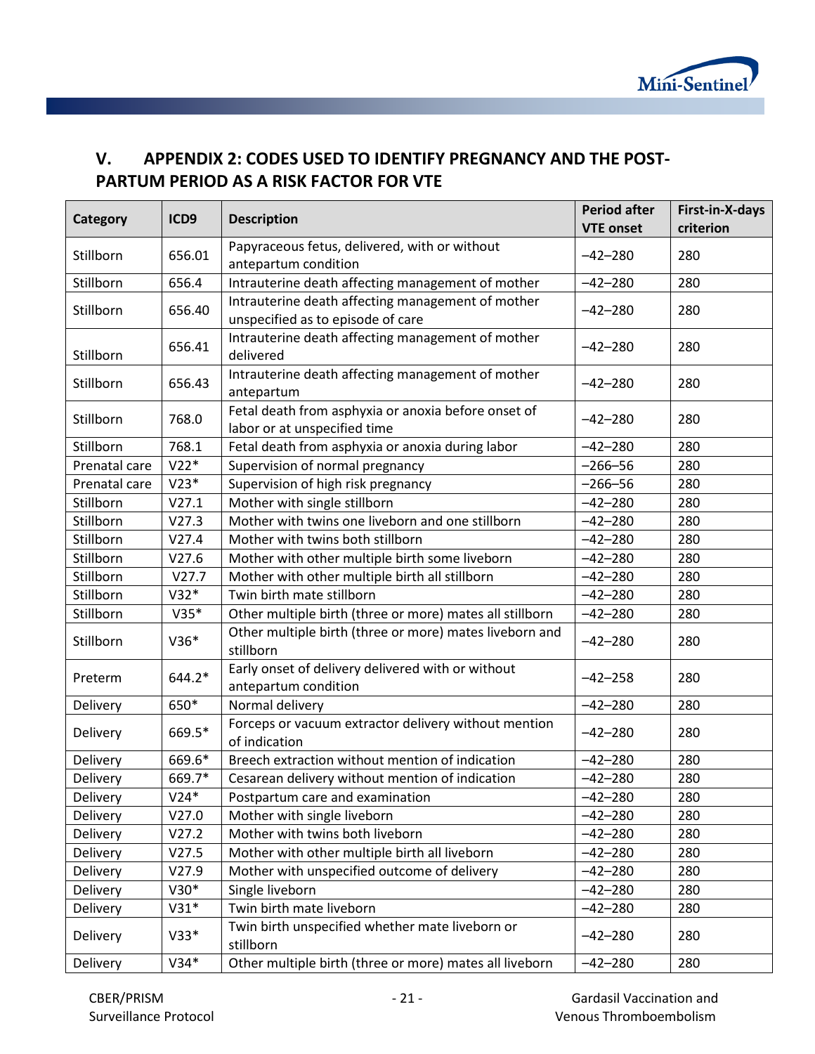## V. APPENDIX 2: CODES USED TO IDENTIFY PREGNANCY AND THE POST-PARTUM PERIOD AS A RISK FACTOR FOR VTE

| Category | ICD9 | Description | Period after VTE onset | First-in-X-days criterion |
|---|---|---|---|---|
| Stillborn | 656.01 | Papyraceous fetus, delivered, with or without antepartum condition | –42–280 | 280 |
| Stillborn | 656.4 | Intrauterine death affecting management of mother | –42–280 | 280 |
| Stillborn | 656.40 | Intrauterine death affecting management of mother unspecified as to episode of care | –42–280 | 280 |
| Stillborn | 656.41 | Intrauterine death affecting management of mother delivered | –42–280 | 280 |
| Stillborn | 656.43 | Intrauterine death affecting management of mother antepartum | –42–280 | 280 |
| Stillborn | 768.0 | Fetal death from asphyxia or anoxia before onset of labor or at unspecified time | –42–280 | 280 |
| Stillborn | 768.1 | Fetal death from asphyxia or anoxia during labor | –42–280 | 280 |
| Prenatal care | V22* | Supervision of normal pregnancy | –266–56 | 280 |
| Prenatal care | V23* | Supervision of high risk pregnancy | –266–56 | 280 |
| Stillborn | V27.1 | Mother with single stillborn | –42–280 | 280 |
| Stillborn | V27.3 | Mother with twins one liveborn and one stillborn | –42–280 | 280 |
| Stillborn | V27.4 | Mother with twins both stillborn | –42–280 | 280 |
| Stillborn | V27.6 | Mother with other multiple birth some liveborn | –42–280 | 280 |
| Stillborn | V27.7 | Mother with other multiple birth all stillborn | –42–280 | 280 |
| Stillborn | V32* | Twin birth mate stillborn | –42–280 | 280 |
| Stillborn | V35* | Other multiple birth (three or more) mates all stillborn | –42–280 | 280 |
| Stillborn | V36* | Other multiple birth (three or more) mates liveborn and stillborn | –42–280 | 280 |
| Preterm | 644.2* | Early onset of delivery delivered with or without antepartum condition | –42–258 | 280 |
| Delivery | 650* | Normal delivery | –42–280 | 280 |
| Delivery | 669.5* | Forceps or vacuum extractor delivery without mention of indication | –42–280 | 280 |
| Delivery | 669.6* | Breech extraction without mention of indication | –42–280 | 280 |
| Delivery | 669.7* | Cesarean delivery without mention of indication | –42–280 | 280 |
| Delivery | V24* | Postpartum care and examination | –42–280 | 280 |
| Delivery | V27.0 | Mother with single liveborn | –42–280 | 280 |
| Delivery | V27.2 | Mother with twins both liveborn | –42–280 | 280 |
| Delivery | V27.5 | Mother with other multiple birth all liveborn | –42–280 | 280 |
| Delivery | V27.9 | Mother with unspecified outcome of delivery | –42–280 | 280 |
| Delivery | V30* | Single liveborn | –42–280 | 280 |
| Delivery | V31* | Twin birth mate liveborn | –42–280 | 280 |
| Delivery | V33* | Twin birth unspecified whether mate liveborn or stillborn | –42–280 | 280 |
| Delivery | V34* | Other multiple birth (three or more) mates all liveborn | –42–280 | 280 |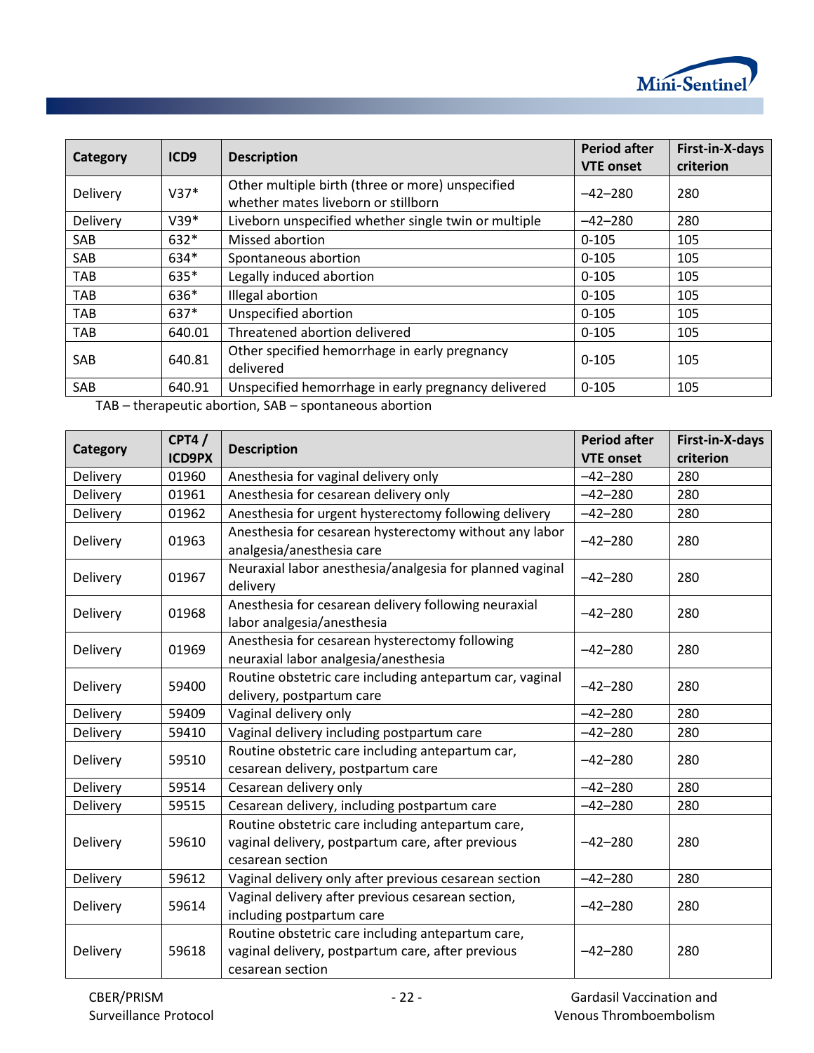| Category | ICD9 | Description | Period after VTE onset | First-in-X-days criterion |
|---|---|---|---|---|
| Delivery | V37* | Other multiple birth (three or more) unspecified whether mates liveborn or stillborn | –42–280 | 280 |
| Delivery | V39* | Liveborn unspecified whether single twin or multiple | –42–280 | 280 |
| SAB | 632* | Missed abortion | 0-105 | 105 |
| SAB | 634* | Spontaneous abortion | 0-105 | 105 |
| TAB | 635* | Legally induced abortion | 0-105 | 105 |
| TAB | 636* | Illegal abortion | 0-105 | 105 |
| TAB | 637* | Unspecified abortion | 0-105 | 105 |
| TAB | 640.01 | Threatened abortion delivered | 0-105 | 105 |
| SAB | 640.81 | Other specified hemorrhage in early pregnancy delivered | 0-105 | 105 |
| SAB | 640.91 | Unspecified hemorrhage in early pregnancy delivered | 0-105 | 105 |

TAB – therapeutic abortion, SAB – spontaneous abortion

| Category | CPT4 / ICD9PX | Description | Period after VTE onset | First-in-X-days criterion |
|---|---|---|---|---|
| Delivery | 01960 | Anesthesia for vaginal delivery only | –42–280 | 280 |
| Delivery | 01961 | Anesthesia for cesarean delivery only | –42–280 | 280 |
| Delivery | 01962 | Anesthesia for urgent hysterectomy following delivery | –42–280 | 280 |
| Delivery | 01963 | Anesthesia for cesarean hysterectomy without any labor analgesia/anesthesia care | –42–280 | 280 |
| Delivery | 01967 | Neuraxial labor anesthesia/analgesia for planned vaginal delivery | –42–280 | 280 |
| Delivery | 01968 | Anesthesia for cesarean delivery following neuraxial labor analgesia/anesthesia | –42–280 | 280 |
| Delivery | 01969 | Anesthesia for cesarean hysterectomy following neuraxial labor analgesia/anesthesia | –42–280 | 280 |
| Delivery | 59400 | Routine obstetric care including antepartum car, vaginal delivery, postpartum care | –42–280 | 280 |
| Delivery | 59409 | Vaginal delivery only | –42–280 | 280 |
| Delivery | 59410 | Vaginal delivery including postpartum care | –42–280 | 280 |
| Delivery | 59510 | Routine obstetric care including antepartum car, cesarean delivery, postpartum care | –42–280 | 280 |
| Delivery | 59514 | Cesarean delivery only | –42–280 | 280 |
| Delivery | 59515 | Cesarean delivery, including postpartum care | –42–280 | 280 |
| Delivery | 59610 | Routine obstetric care including antepartum care, vaginal delivery, postpartum care, after previous cesarean section | –42–280 | 280 |
| Delivery | 59612 | Vaginal delivery only after previous cesarean section | –42–280 | 280 |
| Delivery | 59614 | Vaginal delivery after previous cesarean section, including postpartum care | –42–280 | 280 |
| Delivery | 59618 | Routine obstetric care including antepartum care, vaginal delivery, postpartum care, after previous cesarean section | –42–280 | 280 |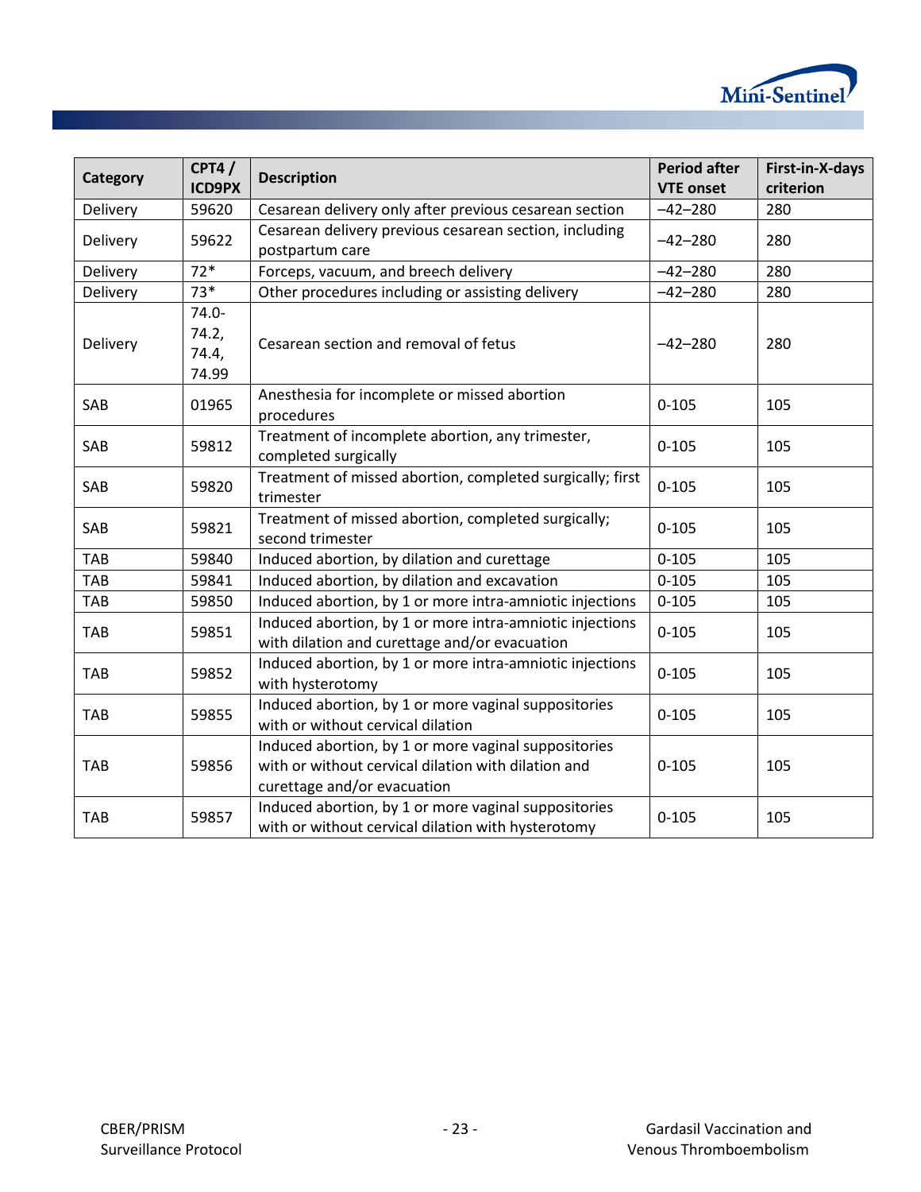| Category | CPT4 / ICD9PX | Description | Period after VTE onset | First-in-X-days criterion |
|---|---|---|---|---|
| Delivery | 59620 | Cesarean delivery only after previous cesarean section | –42–280 | 280 |
| Delivery | 59622 | Cesarean delivery previous cesarean section, including postpartum care | –42–280 | 280 |
| Delivery | 72* | Forceps, vacuum, and breech delivery | –42–280 | 280 |
| Delivery | 73* | Other procedures including or assisting delivery | –42–280 | 280 |
| Delivery | 74.0-74.2, 74.4, 74.99 | Cesarean section and removal of fetus | –42–280 | 280 |
| SAB | 01965 | Anesthesia for incomplete or missed abortion procedures | 0-105 | 105 |
| SAB | 59812 | Treatment of incomplete abortion, any trimester, completed surgically | 0-105 | 105 |
| SAB | 59820 | Treatment of missed abortion, completed surgically; first trimester | 0-105 | 105 |
| SAB | 59821 | Treatment of missed abortion, completed surgically; second trimester | 0-105 | 105 |
| TAB | 59840 | Induced abortion, by dilation and curettage | 0-105 | 105 |
| TAB | 59841 | Induced abortion, by dilation and excavation | 0-105 | 105 |
| TAB | 59850 | Induced abortion, by 1 or more intra-amniotic injections | 0-105 | 105 |
| TAB | 59851 | Induced abortion, by 1 or more intra-amniotic injections with dilation and curettage and/or evacuation | 0-105 | 105 |
| TAB | 59852 | Induced abortion, by 1 or more intra-amniotic injections with hysterotomy | 0-105 | 105 |
| TAB | 59855 | Induced abortion, by 1 or more vaginal suppositories with or without cervical dilation | 0-105 | 105 |
| TAB | 59856 | Induced abortion, by 1 or more vaginal suppositories with or without cervical dilation with dilation and curettage and/or evacuation | 0-105 | 105 |
| TAB | 59857 | Induced abortion, by 1 or more vaginal suppositories with or without cervical dilation with hysterotomy | 0-105 | 105 |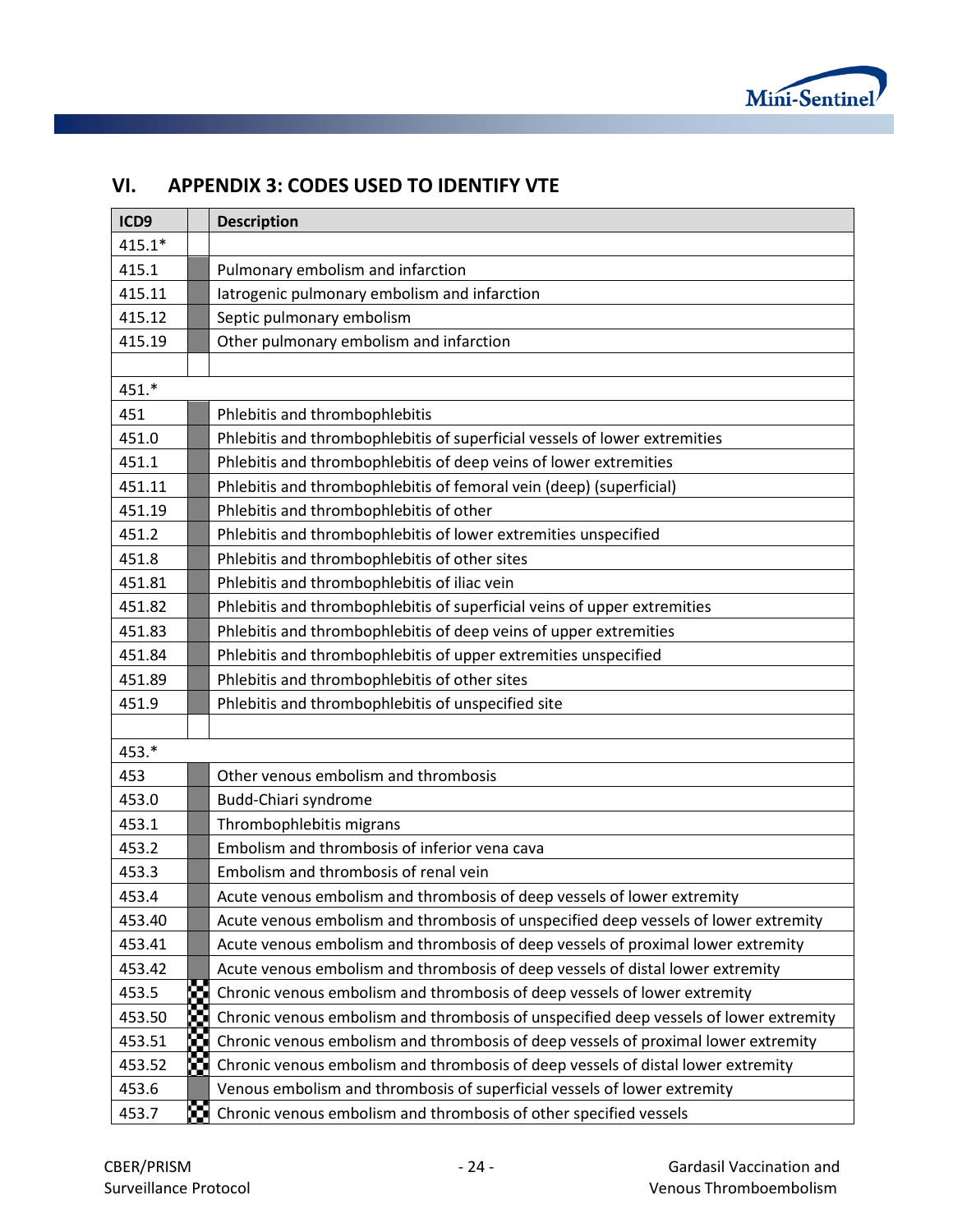## VI. APPENDIX 3: CODES USED TO IDENTIFY VTE

| ICD9 | | Description |
|---|---|---|
| 415.1* | | |
| 415.1 | | Pulmonary embolism and infarction |
| 415.11 | | Iatrogenic pulmonary embolism and infarction |
| 415.12 | | Septic pulmonary embolism |
| 415.19 | | Other pulmonary embolism and infarction |
| | | |
| 451.* | | |
| 451 | | Phlebitis and thrombophlebitis |
| 451.0 | | Phlebitis and thrombophlebitis of superficial vessels of lower extremities |
| 451.1 | | Phlebitis and thrombophlebitis of deep veins of lower extremities |
| 451.11 | | Phlebitis and thrombophlebitis of femoral vein (deep) (superficial) |
| 451.19 | | Phlebitis and thrombophlebitis of other |
| 451.2 | | Phlebitis and thrombophlebitis of lower extremities unspecified |
| 451.8 | | Phlebitis and thrombophlebitis of other sites |
| 451.81 | | Phlebitis and thrombophlebitis of iliac vein |
| 451.82 | | Phlebitis and thrombophlebitis of superficial veins of upper extremities |
| 451.83 | | Phlebitis and thrombophlebitis of deep veins of upper extremities |
| 451.84 | | Phlebitis and thrombophlebitis of upper extremities unspecified |
| 451.89 | | Phlebitis and thrombophlebitis of other sites |
| 451.9 | | Phlebitis and thrombophlebitis of unspecified site |
| | | |
| 453.* | | |
| 453 | | Other venous embolism and thrombosis |
| 453.0 | | Budd-Chiari syndrome |
| 453.1 | | Thrombophlebitis migrans |
| 453.2 | | Embolism and thrombosis of inferior vena cava |
| 453.3 | | Embolism and thrombosis of renal vein |
| 453.4 | | Acute venous embolism and thrombosis of deep vessels of lower extremity |
| 453.40 | | Acute venous embolism and thrombosis of unspecified deep vessels of lower extremity |
| 453.41 | | Acute venous embolism and thrombosis of deep vessels of proximal lower extremity |
| 453.42 | | Acute venous embolism and thrombosis of deep vessels of distal lower extremity |
| 453.5 | | Chronic venous embolism and thrombosis of deep vessels of lower extremity |
| 453.50 | | Chronic venous embolism and thrombosis of unspecified deep vessels of lower extremity |
| 453.51 | | Chronic venous embolism and thrombosis of deep vessels of proximal lower extremity |
| 453.52 | | Chronic venous embolism and thrombosis of deep vessels of distal lower extremity |
| 453.6 | | Venous embolism and thrombosis of superficial vessels of lower extremity |
| 453.7 | | Chronic venous embolism and thrombosis of other specified vessels |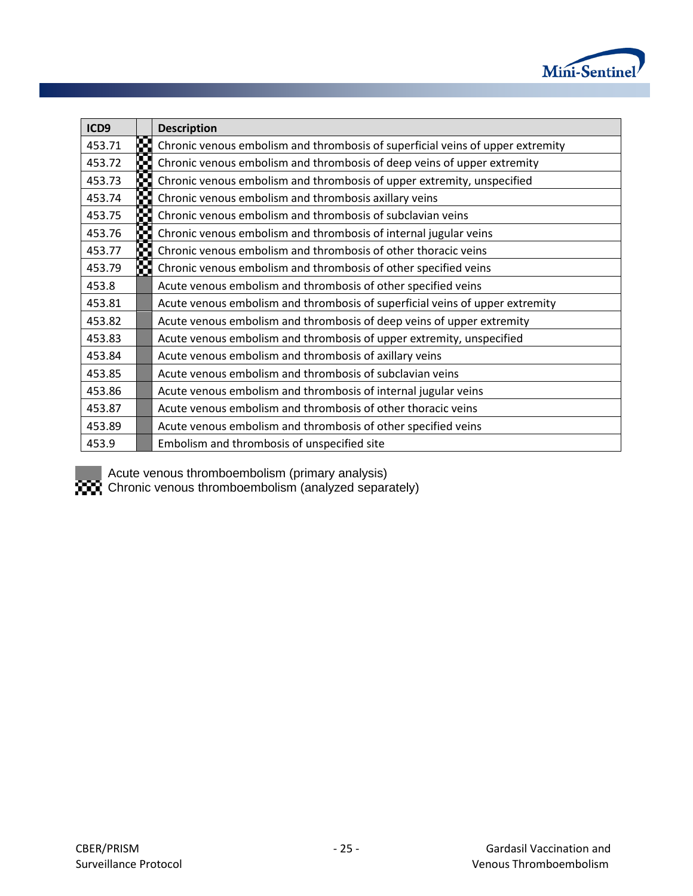| ICD9 | | Description |
|---|---|---|
| 453.71 | ▩ | Chronic venous embolism and thrombosis of superficial veins of upper extremity |
| 453.72 | ▩ | Chronic venous embolism and thrombosis of deep veins of upper extremity |
| 453.73 | ▩ | Chronic venous embolism and thrombosis of upper extremity, unspecified |
| 453.74 | ▩ | Chronic venous embolism and thrombosis axillary veins |
| 453.75 | ▩ | Chronic venous embolism and thrombosis of subclavian veins |
| 453.76 | ▩ | Chronic venous embolism and thrombosis of internal jugular veins |
| 453.77 | ▩ | Chronic venous embolism and thrombosis of other thoracic veins |
| 453.79 | ▩ | Chronic venous embolism and thrombosis of other specified veins |
| 453.8 | ■ | Acute venous embolism and thrombosis of other specified veins |
| 453.81 | ■ | Acute venous embolism and thrombosis of superficial veins of upper extremity |
| 453.82 | ■ | Acute venous embolism and thrombosis of deep veins of upper extremity |
| 453.83 | ■ | Acute venous embolism and thrombosis of upper extremity, unspecified |
| 453.84 | ■ | Acute venous embolism and thrombosis of axillary veins |
| 453.85 | ■ | Acute venous embolism and thrombosis of subclavian veins |
| 453.86 | ■ | Acute venous embolism and thrombosis of internal jugular veins |
| 453.87 | ■ | Acute venous embolism and thrombosis of other thoracic veins |
| 453.89 | ■ | Acute venous embolism and thrombosis of other specified veins |
| 453.9 | ■ | Embolism and thrombosis of unspecified site |

■ Acute venous thromboembolism (primary analysis)
▩ Chronic venous thromboembolism (analyzed separately)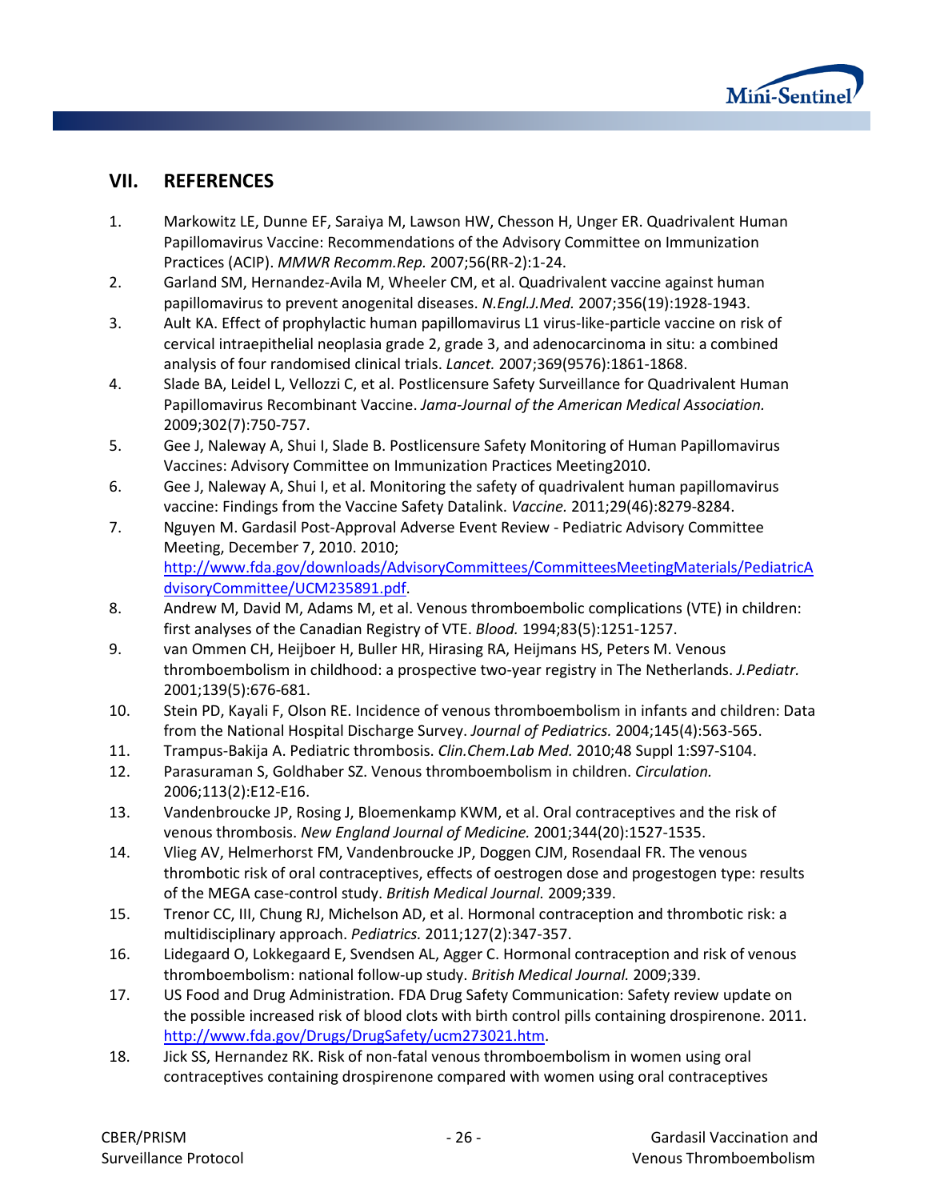## VII. REFERENCES

1. Markowitz LE, Dunne EF, Saraiya M, Lawson HW, Chesson H, Unger ER. Quadrivalent Human Papillomavirus Vaccine: Recommendations of the Advisory Committee on Immunization Practices (ACIP). *MMWR Recomm.Rep.* 2007;56(RR-2):1-24.
2. Garland SM, Hernandez-Avila M, Wheeler CM, et al. Quadrivalent vaccine against human papillomavirus to prevent anogenital diseases. *N.Engl.J.Med.* 2007;356(19):1928-1943.
3. Ault KA. Effect of prophylactic human papillomavirus L1 virus-like-particle vaccine on risk of cervical intraepithelial neoplasia grade 2, grade 3, and adenocarcinoma in situ: a combined analysis of four randomised clinical trials. *Lancet.* 2007;369(9576):1861-1868.
4. Slade BA, Leidel L, Vellozzi C, et al. Postlicensure Safety Surveillance for Quadrivalent Human Papillomavirus Recombinant Vaccine. *Jama-Journal of the American Medical Association.* 2009;302(7):750-757.
5. Gee J, Naleway A, Shui I, Slade B. Postlicensure Safety Monitoring of Human Papillomavirus Vaccines: Advisory Committee on Immunization Practices Meeting2010.
6. Gee J, Naleway A, Shui I, et al. Monitoring the safety of quadrivalent human papillomavirus vaccine: Findings from the Vaccine Safety Datalink. *Vaccine.* 2011;29(46):8279-8284.
7. Nguyen M. Gardasil Post-Approval Adverse Event Review - Pediatric Advisory Committee Meeting, December 7, 2010. 2010; http://www.fda.gov/downloads/AdvisoryCommittees/CommitteesMeetingMaterials/PediatricAdvisoryCommittee/UCM235891.pdf.
8. Andrew M, David M, Adams M, et al. Venous thromboembolic complications (VTE) in children: first analyses of the Canadian Registry of VTE. *Blood.* 1994;83(5):1251-1257.
9. van Ommen CH, Heijboer H, Buller HR, Hirasing RA, Heijmans HS, Peters M. Venous thromboembolism in childhood: a prospective two-year registry in The Netherlands. *J.Pediatr.* 2001;139(5):676-681.
10. Stein PD, Kayali F, Olson RE. Incidence of venous thromboembolism in infants and children: Data from the National Hospital Discharge Survey. *Journal of Pediatrics.* 2004;145(4):563-565.
11. Trampus-Bakija A. Pediatric thrombosis. *Clin.Chem.Lab Med.* 2010;48 Suppl 1:S97-S104.
12. Parasuraman S, Goldhaber SZ. Venous thromboembolism in children. *Circulation.* 2006;113(2):E12-E16.
13. Vandenbroucke JP, Rosing J, Bloemenkamp KWM, et al. Oral contraceptives and the risk of venous thrombosis. *New England Journal of Medicine.* 2001;344(20):1527-1535.
14. Vlieg AV, Helmerhorst FM, Vandenbroucke JP, Doggen CJM, Rosendaal FR. The venous thrombotic risk of oral contraceptives, effects of oestrogen dose and progestogen type: results of the MEGA case-control study. *British Medical Journal.* 2009;339.
15. Trenor CC, III, Chung RJ, Michelson AD, et al. Hormonal contraception and thrombotic risk: a multidisciplinary approach. *Pediatrics.* 2011;127(2):347-357.
16. Lidegaard O, Lokkegaard E, Svendsen AL, Agger C. Hormonal contraception and risk of venous thromboembolism: national follow-up study. *British Medical Journal.* 2009;339.
17. US Food and Drug Administration. FDA Drug Safety Communication: Safety review update on the possible increased risk of blood clots with birth control pills containing drospirenone. 2011. http://www.fda.gov/Drugs/DrugSafety/ucm273021.htm.
18. Jick SS, Hernandez RK. Risk of non-fatal venous thromboembolism in women using oral contraceptives containing drospirenone compared with women using oral contraceptives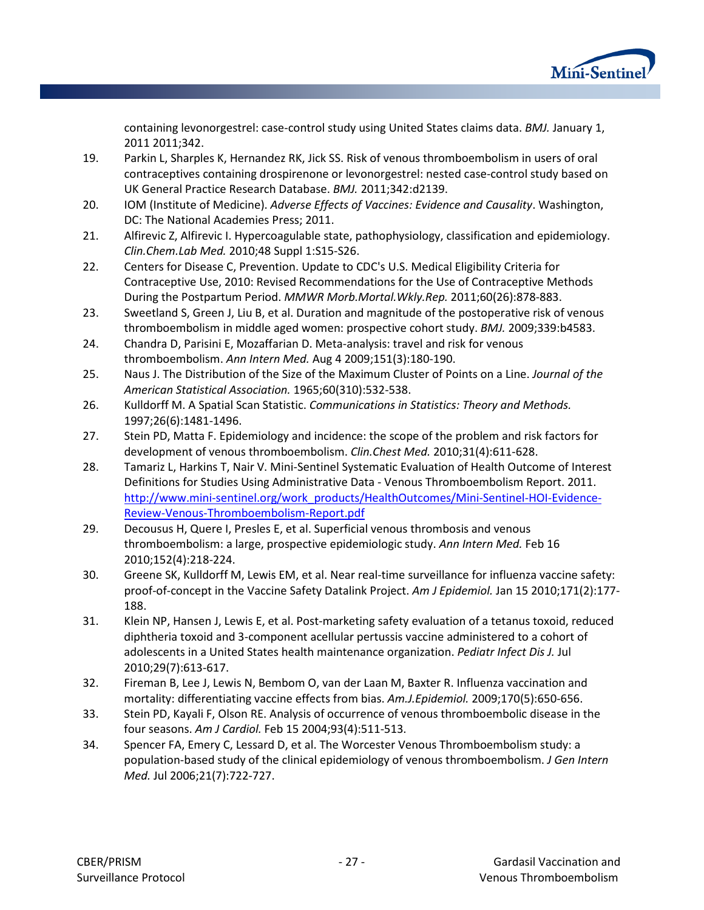containing levonorgestrel: case-control study using United States claims data. *BMJ.* January 1, 2011 2011;342.

19. Parkin L, Sharples K, Hernandez RK, Jick SS. Risk of venous thromboembolism in users of oral contraceptives containing drospirenone or levonorgestrel: nested case-control study based on UK General Practice Research Database. *BMJ.* 2011;342:d2139.
20. IOM (Institute of Medicine). *Adverse Effects of Vaccines: Evidence and Causality*. Washington, DC: The National Academies Press; 2011.
21. Alfirevic Z, Alfirevic I. Hypercoagulable state, pathophysiology, classification and epidemiology. *Clin.Chem.Lab Med.* 2010;48 Suppl 1:S15-S26.
22. Centers for Disease C, Prevention. Update to CDC's U.S. Medical Eligibility Criteria for Contraceptive Use, 2010: Revised Recommendations for the Use of Contraceptive Methods During the Postpartum Period. *MMWR Morb.Mortal.Wkly.Rep.* 2011;60(26):878-883.
23. Sweetland S, Green J, Liu B, et al. Duration and magnitude of the postoperative risk of venous thromboembolism in middle aged women: prospective cohort study. *BMJ.* 2009;339:b4583.
24. Chandra D, Parisini E, Mozaffarian D. Meta-analysis: travel and risk for venous thromboembolism. *Ann Intern Med.* Aug 4 2009;151(3):180-190.
25. Naus J. The Distribution of the Size of the Maximum Cluster of Points on a Line. *Journal of the American Statistical Association.* 1965;60(310):532-538.
26. Kulldorff M. A Spatial Scan Statistic. *Communications in Statistics: Theory and Methods.* 1997;26(6):1481-1496.
27. Stein PD, Matta F. Epidemiology and incidence: the scope of the problem and risk factors for development of venous thromboembolism. *Clin.Chest Med.* 2010;31(4):611-628.
28. Tamariz L, Harkins T, Nair V. Mini-Sentinel Systematic Evaluation of Health Outcome of Interest Definitions for Studies Using Administrative Data - Venous Thromboembolism Report. 2011. http://www.mini-sentinel.org/work_products/HealthOutcomes/Mini-Sentinel-HOI-Evidence-Review-Venous-Thromboembolism-Report.pdf
29. Decousus H, Quere I, Presles E, et al. Superficial venous thrombosis and venous thromboembolism: a large, prospective epidemiologic study. *Ann Intern Med.* Feb 16 2010;152(4):218-224.
30. Greene SK, Kulldorff M, Lewis EM, et al. Near real-time surveillance for influenza vaccine safety: proof-of-concept in the Vaccine Safety Datalink Project. *Am J Epidemiol.* Jan 15 2010;171(2):177-188.
31. Klein NP, Hansen J, Lewis E, et al. Post-marketing safety evaluation of a tetanus toxoid, reduced diphtheria toxoid and 3-component acellular pertussis vaccine administered to a cohort of adolescents in a United States health maintenance organization. *Pediatr Infect Dis J.* Jul 2010;29(7):613-617.
32. Fireman B, Lee J, Lewis N, Bembom O, van der Laan M, Baxter R. Influenza vaccination and mortality: differentiating vaccine effects from bias. *Am.J.Epidemiol.* 2009;170(5):650-656.
33. Stein PD, Kayali F, Olson RE. Analysis of occurrence of venous thromboembolic disease in the four seasons. *Am J Cardiol.* Feb 15 2004;93(4):511-513.
34. Spencer FA, Emery C, Lessard D, et al. The Worcester Venous Thromboembolism study: a population-based study of the clinical epidemiology of venous thromboembolism. *J Gen Intern Med.* Jul 2006;21(7):722-727.